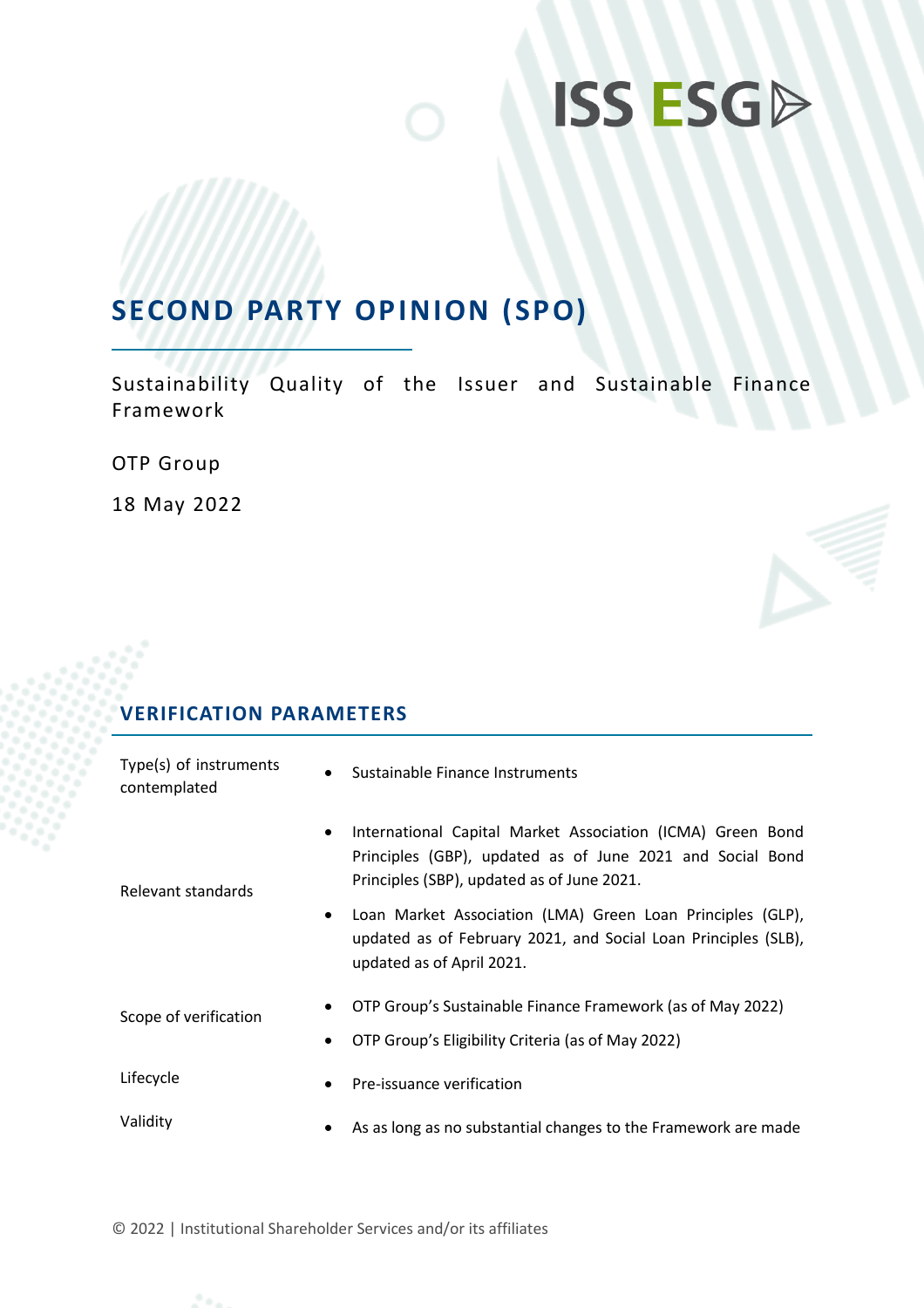ISS ESG

# SECOND PARTY OPINION (SPO)

Sustainability Quality of the Issuer and Sustainable Finance Framework

OTP Group

18 May 2022

## VERIFICATION PARAMETERS

| | |
|---|---|
| Type(s) of instruments contemplated | • Sustainable Finance Instruments |
| Relevant standards | • International Capital Market Association (ICMA) Green Bond Principles (GBP), updated as of June 2021 and Social Bond Principles (SBP), updated as of June 2021.<br>• Loan Market Association (LMA) Green Loan Principles (GLP), updated as of February 2021, and Social Loan Principles (SLB), updated as of April 2021. |
| Scope of verification | • OTP Group's Sustainable Finance Framework (as of May 2022)<br>• OTP Group's Eligibility Criteria (as of May 2022) |
| Lifecycle | • Pre-issuance verification |
| Validity | • As as long as no substantial changes to the Framework are made |

© 2022 | Institutional Shareholder Services and/or its affiliates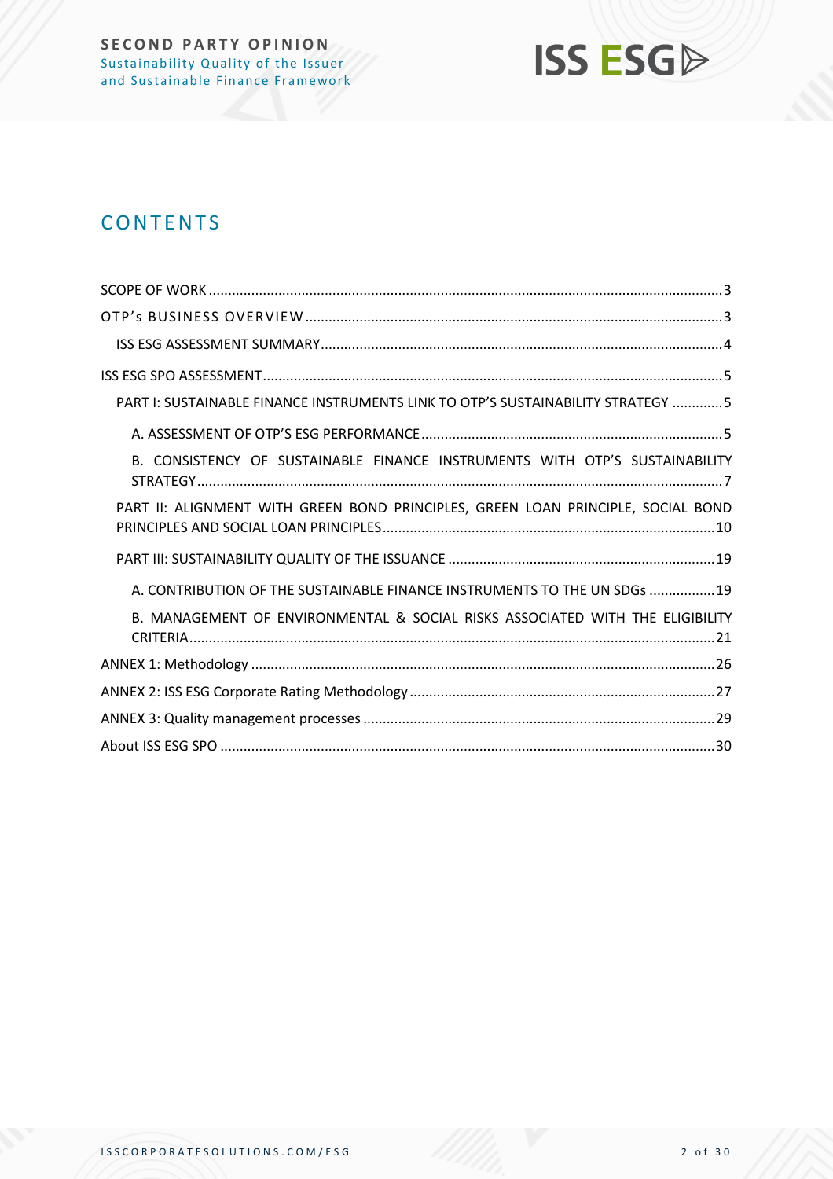# CONTENTS

SCOPE OF WORK ........ 3

OTP's BUSINESS OVERVIEW ........ 3

- ISS ESG ASSESSMENT SUMMARY ........ 4

ISS ESG SPO ASSESSMENT ........ 5

- PART I: SUSTAINABLE FINANCE INSTRUMENTS LINK TO OTP'S SUSTAINABILITY STRATEGY ........ 5
  - A. ASSESSMENT OF OTP'S ESG PERFORMANCE ........ 5
  - B. CONSISTENCY OF SUSTAINABLE FINANCE INSTRUMENTS WITH OTP'S SUSTAINABILITY STRATEGY ........ 7
- PART II: ALIGNMENT WITH GREEN BOND PRINCIPLES, GREEN LOAN PRINCIPLE, SOCIAL BOND PRINCIPLES AND SOCIAL LOAN PRINCIPLES ........ 10
- PART III: SUSTAINABILITY QUALITY OF THE ISSUANCE ........ 19
  - A. CONTRIBUTION OF THE SUSTAINABLE FINANCE INSTRUMENTS TO THE UN SDGs ........ 19
  - B. MANAGEMENT OF ENVIRONMENTAL & SOCIAL RISKS ASSOCIATED WITH THE ELIGIBILITY CRITERIA ........ 21

ANNEX 1: Methodology ........ 26

ANNEX 2: ISS ESG Corporate Rating Methodology ........ 27

ANNEX 3: Quality management processes ........ 29

About ISS ESG SPO ........ 30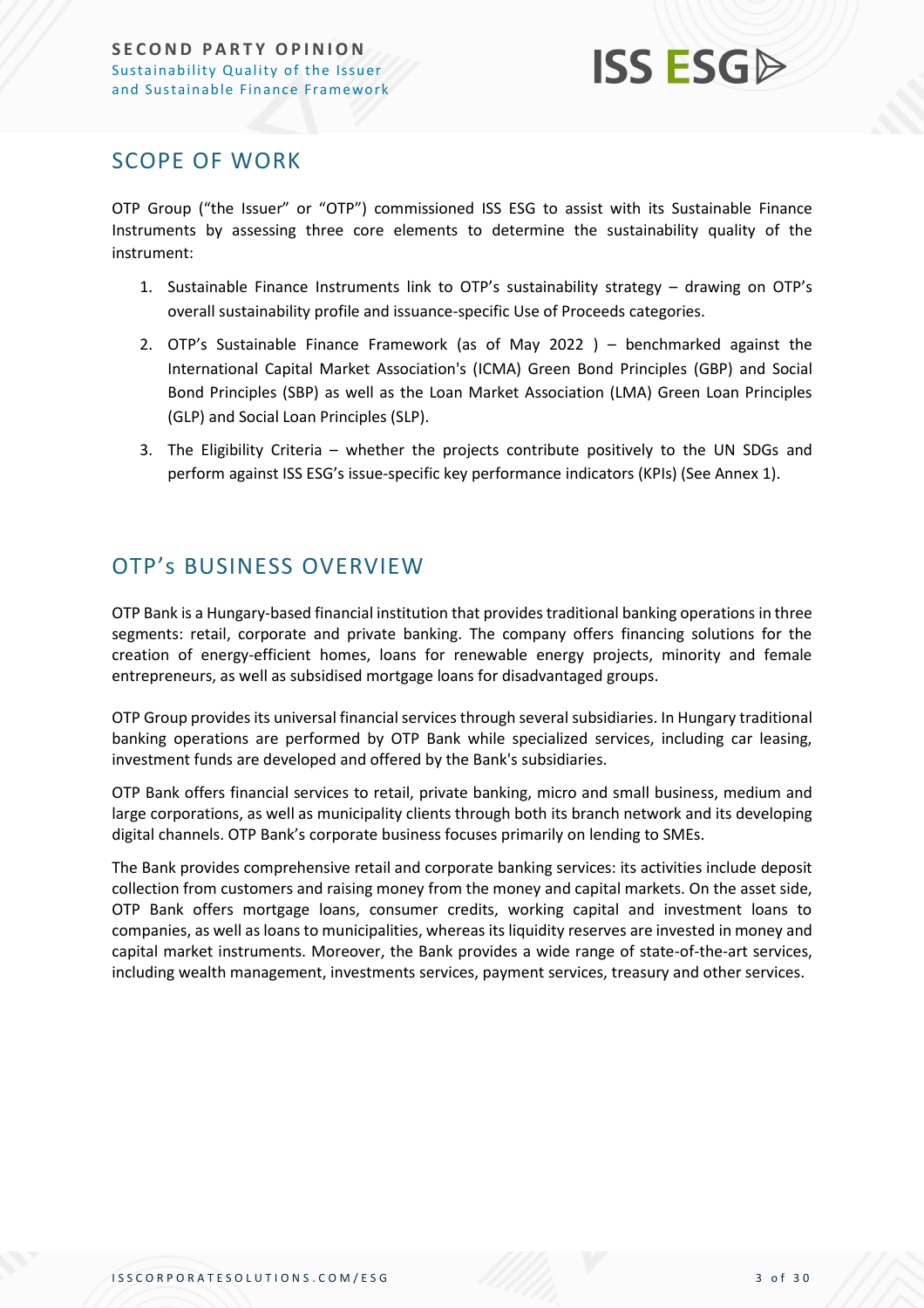## SCOPE OF WORK

OTP Group ("the Issuer" or "OTP") commissioned ISS ESG to assist with its Sustainable Finance Instruments by assessing three core elements to determine the sustainability quality of the instrument:

1. Sustainable Finance Instruments link to OTP's sustainability strategy – drawing on OTP's overall sustainability profile and issuance-specific Use of Proceeds categories.
2. OTP's Sustainable Finance Framework (as of May 2022 ) – benchmarked against the International Capital Market Association's (ICMA) Green Bond Principles (GBP) and Social Bond Principles (SBP) as well as the Loan Market Association (LMA) Green Loan Principles (GLP) and Social Loan Principles (SLP).
3. The Eligibility Criteria – whether the projects contribute positively to the UN SDGs and perform against ISS ESG's issue-specific key performance indicators (KPIs) (See Annex 1).

## OTP's BUSINESS OVERVIEW

OTP Bank is a Hungary-based financial institution that provides traditional banking operations in three segments: retail, corporate and private banking. The company offers financing solutions for the creation of energy-efficient homes, loans for renewable energy projects, minority and female entrepreneurs, as well as subsidised mortgage loans for disadvantaged groups.

OTP Group provides its universal financial services through several subsidiaries. In Hungary traditional banking operations are performed by OTP Bank while specialized services, including car leasing, investment funds are developed and offered by the Bank's subsidiaries.

OTP Bank offers financial services to retail, private banking, micro and small business, medium and large corporations, as well as municipality clients through both its branch network and its developing digital channels. OTP Bank's corporate business focuses primarily on lending to SMEs.

The Bank provides comprehensive retail and corporate banking services: its activities include deposit collection from customers and raising money from the money and capital markets. On the asset side, OTP Bank offers mortgage loans, consumer credits, working capital and investment loans to companies, as well as loans to municipalities, whereas its liquidity reserves are invested in money and capital market instruments. Moreover, the Bank provides a wide range of state-of-the-art services, including wealth management, investments services, payment services, treasury and other services.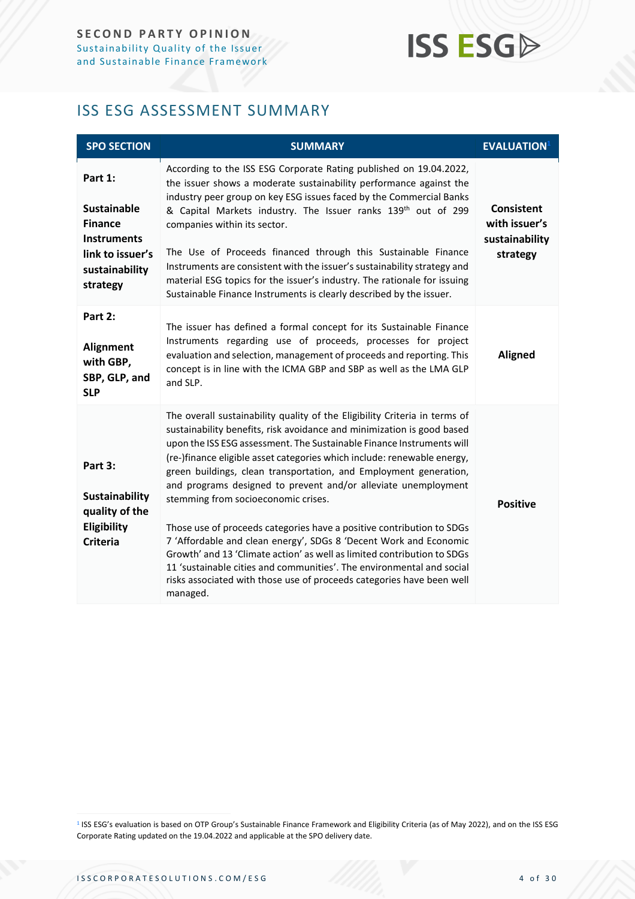## ISS ESG ASSESSMENT SUMMARY

| SPO SECTION | SUMMARY | EVALUATION[1] |
|---|---|---|
| **Part 1: Sustainable Finance Instruments link to issuer's sustainability strategy** | According to the ISS ESG Corporate Rating published on 19.04.2022, the issuer shows a moderate sustainability performance against the industry peer group on key ESG issues faced by the Commercial Banks & Capital Markets industry. The Issuer ranks 139th out of 299 companies within its sector.<br><br>The Use of Proceeds financed through this Sustainable Finance Instruments are consistent with the issuer's sustainability strategy and material ESG topics for the issuer's industry. The rationale for issuing Sustainable Finance Instruments is clearly described by the issuer. | **Consistent with issuer's sustainability strategy** |
| **Part 2: Alignment with GBP, SBP, GLP, and SLP** | The issuer has defined a formal concept for its Sustainable Finance Instruments regarding use of proceeds, processes for project evaluation and selection, management of proceeds and reporting. This concept is in line with the ICMA GBP and SBP as well as the LMA GLP and SLP. | **Aligned** |
| **Part 3: Sustainability quality of the Eligibility Criteria** | The overall sustainability quality of the Eligibility Criteria in terms of sustainability benefits, risk avoidance and minimization is good based upon the ISS ESG assessment. The Sustainable Finance Instruments will (re-)finance eligible asset categories which include: renewable energy, green buildings, clean transportation, and Employment generation, and programs designed to prevent and/or alleviate unemployment stemming from socioeconomic crises.<br><br>Those use of proceeds categories have a positive contribution to SDGs 7 'Affordable and clean energy', SDGs 8 'Decent Work and Economic Growth' and 13 'Climate action' as well as limited contribution to SDGs 11 'sustainable cities and communities'. The environmental and social risks associated with those use of proceeds categories have been well managed. | **Positive** |

[1] ISS ESG's evaluation is based on OTP Group's Sustainable Finance Framework and Eligibility Criteria (as of May 2022), and on the ISS ESG Corporate Rating updated on the 19.04.2022 and applicable at the SPO delivery date.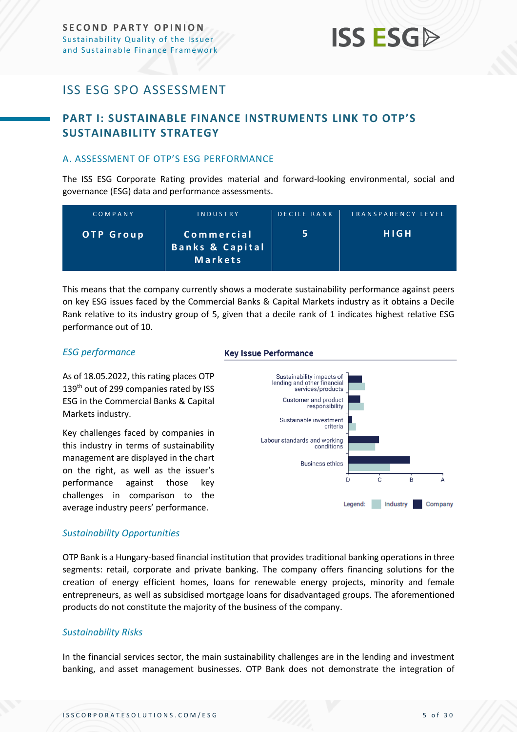# ISS ESG SPO ASSESSMENT

## PART I: SUSTAINABLE FINANCE INSTRUMENTS LINK TO OTP'S SUSTAINABILITY STRATEGY

### A. ASSESSMENT OF OTP'S ESG PERFORMANCE

The ISS ESG Corporate Rating provides material and forward-looking environmental, social and governance (ESG) data and performance assessments.

| COMPANY | INDUSTRY | DECILE RANK | TRANSPARENCY LEVEL |
|---|---|---|---|
| **OTP Group** | **Commercial Banks & Capital Markets** | **5** | **HIGH** |

This means that the company currently shows a moderate sustainability performance against peers on key ESG issues faced by the Commercial Banks & Capital Markets industry as it obtains a Decile Rank relative to its industry group of 5, given that a decile rank of 1 indicates highest relative ESG performance out of 10.

*ESG performance*

As of 18.05.2022, this rating places OTP 139th out of 299 companies rated by ISS ESG in the Commercial Banks & Capital Markets industry.

Key challenges faced by companies in this industry in terms of sustainability management are displayed in the chart on the right, as well as the issuer's performance against those key challenges in comparison to the average industry peers' performance.

**Key Issue Performance**

*Sustainability Opportunities*

OTP Bank is a Hungary-based financial institution that provides traditional banking operations in three segments: retail, corporate and private banking. The company offers financing solutions for the creation of energy efficient homes, loans for renewable energy projects, minority and female entrepreneurs, as well as subsidised mortgage loans for disadvantaged groups. The aforementioned products do not constitute the majority of the business of the company.

*Sustainability Risks*

In the financial services sector, the main sustainability challenges are in the lending and investment banking, and asset management businesses. OTP Bank does not demonstrate the integration of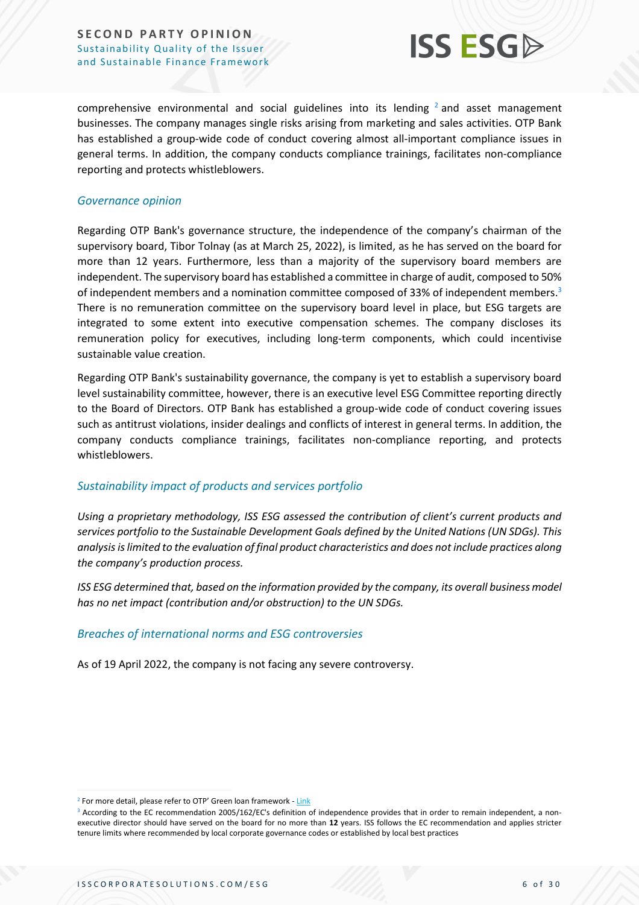comprehensive environmental and social guidelines into its lending [2] and asset management businesses. The company manages single risks arising from marketing and sales activities. OTP Bank has established a group-wide code of conduct covering almost all-important compliance issues in general terms. In addition, the company conducts compliance trainings, facilitates non-compliance reporting and protects whistleblowers.

### *Governance opinion*

Regarding OTP Bank's governance structure, the independence of the company's chairman of the supervisory board, Tibor Tolnay (as at March 25, 2022), is limited, as he has served on the board for more than 12 years. Furthermore, less than a majority of the supervisory board members are independent. The supervisory board has established a committee in charge of audit, composed to 50% of independent members and a nomination committee composed of 33% of independent members.[3] There is no remuneration committee on the supervisory board level in place, but ESG targets are integrated to some extent into executive compensation schemes. The company discloses its remuneration policy for executives, including long-term components, which could incentivise sustainable value creation.

Regarding OTP Bank's sustainability governance, the company is yet to establish a supervisory board level sustainability committee, however, there is an executive level ESG Committee reporting directly to the Board of Directors. OTP Bank has established a group-wide code of conduct covering issues such as antitrust violations, insider dealings and conflicts of interest in general terms. In addition, the company conducts compliance trainings, facilitates non-compliance reporting, and protects whistleblowers.

### *Sustainability impact of products and services portfolio*

*Using a proprietary methodology, ISS ESG assessed the contribution of client's current products and services portfolio to the Sustainable Development Goals defined by the United Nations (UN SDGs). This analysis is limited to the evaluation of final product characteristics and does not include practices along the company's production process.*

*ISS ESG determined that, based on the information provided by the company, its overall business model has no net impact (contribution and/or obstruction) to the UN SDGs.*

### *Breaches of international norms and ESG controversies*

As of 19 April 2022, the company is not facing any severe controversy.

---

[2] For more detail, please refer to OTP' Green loan framework - Link

[3] According to the EC recommendation 2005/162/EC's definition of independence provides that in order to remain independent, a non-executive director should have served on the board for no more than **12** years. ISS follows the EC recommendation and applies stricter tenure limits where recommended by local corporate governance codes or established by local best practices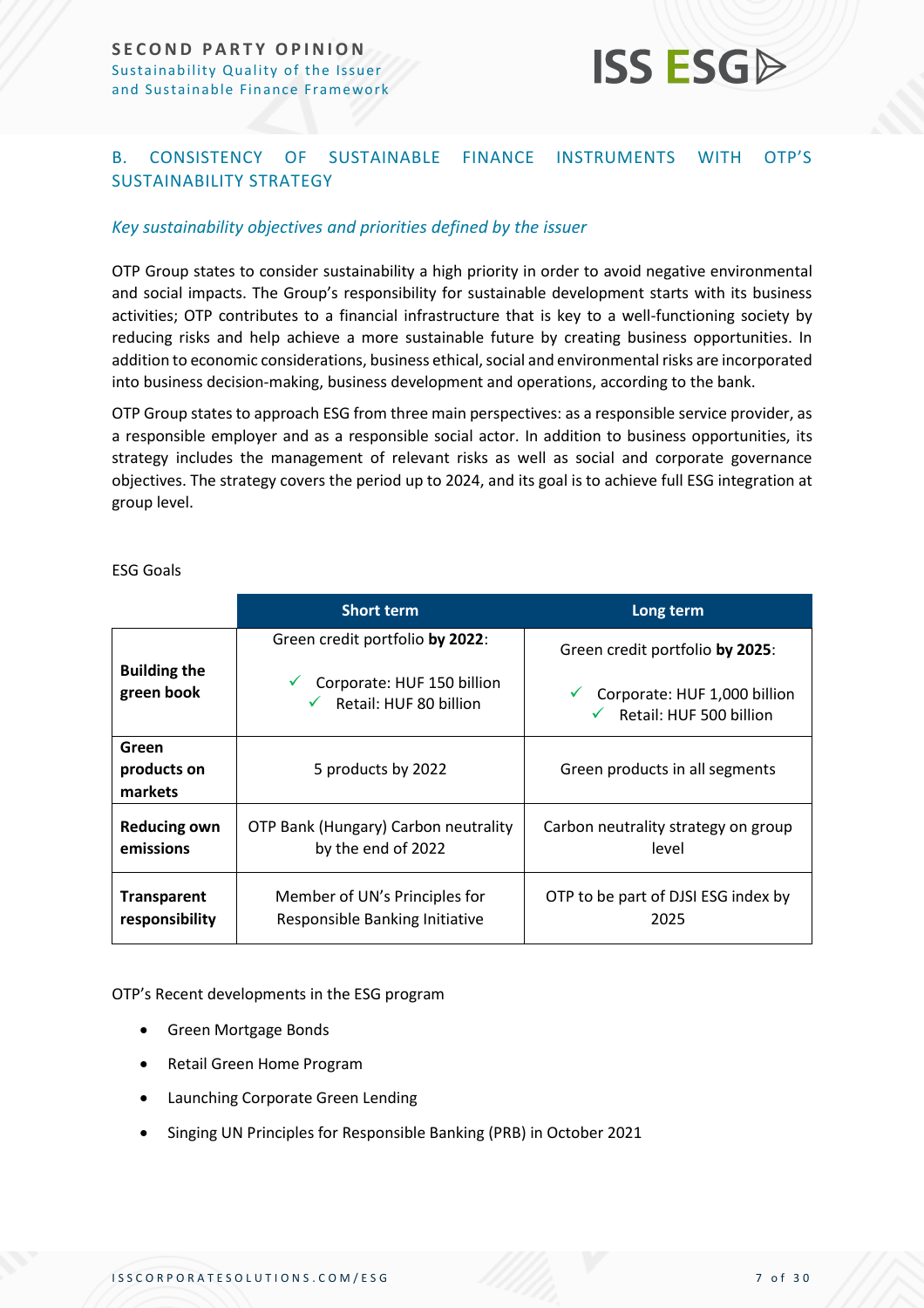## B. CONSISTENCY OF SUSTAINABLE FINANCE INSTRUMENTS WITH OTP'S SUSTAINABILITY STRATEGY

### *Key sustainability objectives and priorities defined by the issuer*

OTP Group states to consider sustainability a high priority in order to avoid negative environmental and social impacts. The Group's responsibility for sustainable development starts with its business activities; OTP contributes to a financial infrastructure that is key to a well-functioning society by reducing risks and help achieve a more sustainable future by creating business opportunities. In addition to economic considerations, business ethical, social and environmental risks are incorporated into business decision-making, business development and operations, according to the bank.

OTP Group states to approach ESG from three main perspectives: as a responsible service provider, as a responsible employer and as a responsible social actor. In addition to business opportunities, its strategy includes the management of relevant risks as well as social and corporate governance objectives. The strategy covers the period up to 2024, and its goal is to achieve full ESG integration at group level.

ESG Goals

| | Short term | Long term |
|---|---|---|
| **Building the green book** | Green credit portfolio **by 2022**:<br>✓ Corporate: HUF 150 billion<br>✓ Retail: HUF 80 billion | Green credit portfolio **by 2025**:<br>✓ Corporate: HUF 1,000 billion<br>✓ Retail: HUF 500 billion |
| **Green products on markets** | 5 products by 2022 | Green products in all segments |
| **Reducing own emissions** | OTP Bank (Hungary) Carbon neutrality by the end of 2022 | Carbon neutrality strategy on group level |
| **Transparent responsibility** | Member of UN's Principles for Responsible Banking Initiative | OTP to be part of DJSI ESG index by 2025 |

OTP's Recent developments in the ESG program

- Green Mortgage Bonds
- Retail Green Home Program
- Launching Corporate Green Lending
- Singing UN Principles for Responsible Banking (PRB) in October 2021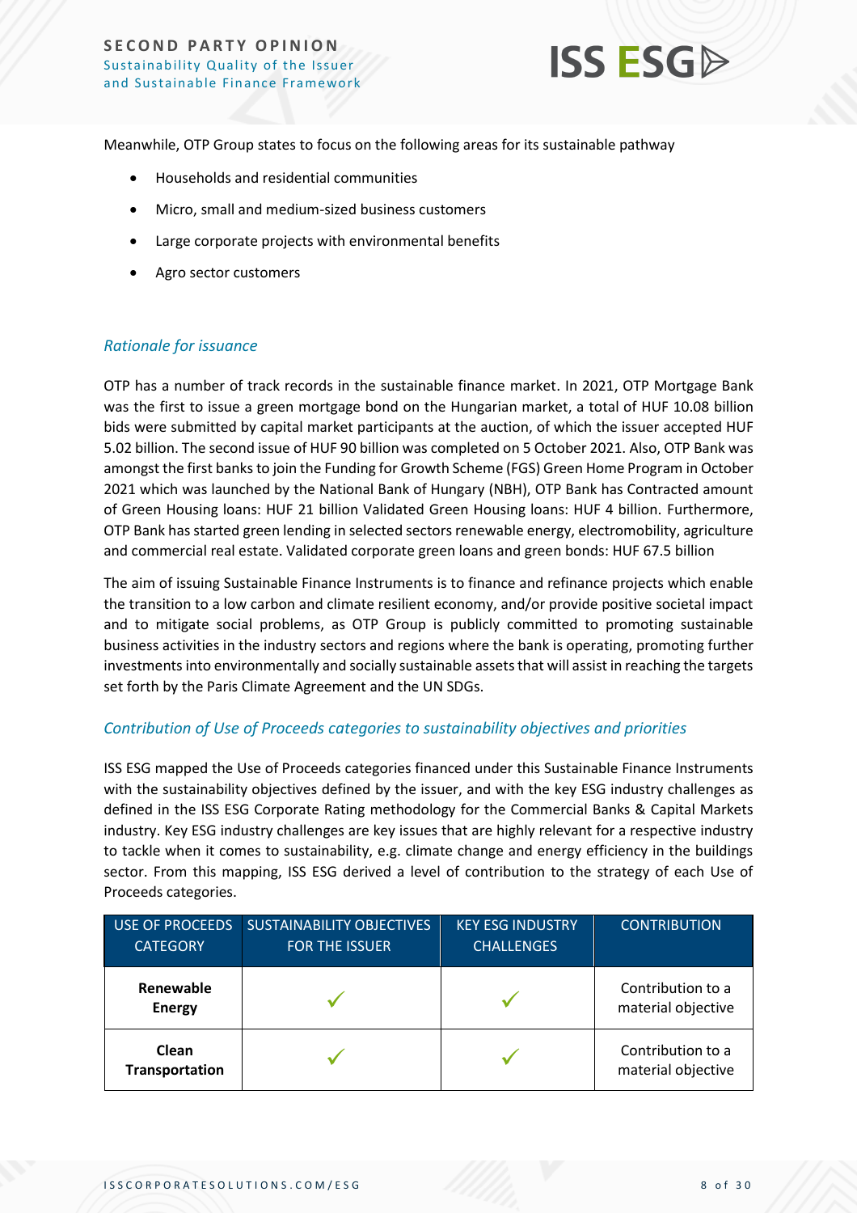Meanwhile, OTP Group states to focus on the following areas for its sustainable pathway

- Households and residential communities
- Micro, small and medium-sized business customers
- Large corporate projects with environmental benefits
- Agro sector customers

### *Rationale for issuance*

OTP has a number of track records in the sustainable finance market. In 2021, OTP Mortgage Bank was the first to issue a green mortgage bond on the Hungarian market, a total of HUF 10.08 billion bids were submitted by capital market participants at the auction, of which the issuer accepted HUF 5.02 billion. The second issue of HUF 90 billion was completed on 5 October 2021. Also, OTP Bank was amongst the first banks to join the Funding for Growth Scheme (FGS) Green Home Program in October 2021 which was launched by the National Bank of Hungary (NBH), OTP Bank has Contracted amount of Green Housing loans: HUF 21 billion Validated Green Housing loans: HUF 4 billion. Furthermore, OTP Bank has started green lending in selected sectors renewable energy, electromobility, agriculture and commercial real estate. Validated corporate green loans and green bonds: HUF 67.5 billion

The aim of issuing Sustainable Finance Instruments is to finance and refinance projects which enable the transition to a low carbon and climate resilient economy, and/or provide positive societal impact and to mitigate social problems, as OTP Group is publicly committed to promoting sustainable business activities in the industry sectors and regions where the bank is operating, promoting further investments into environmentally and socially sustainable assets that will assist in reaching the targets set forth by the Paris Climate Agreement and the UN SDGs.

### *Contribution of Use of Proceeds categories to sustainability objectives and priorities*

ISS ESG mapped the Use of Proceeds categories financed under this Sustainable Finance Instruments with the sustainability objectives defined by the issuer, and with the key ESG industry challenges as defined in the ISS ESG Corporate Rating methodology for the Commercial Banks & Capital Markets industry. Key ESG industry challenges are key issues that are highly relevant for a respective industry to tackle when it comes to sustainability, e.g. climate change and energy efficiency in the buildings sector. From this mapping, ISS ESG derived a level of contribution to the strategy of each Use of Proceeds categories.

| USE OF PROCEEDS CATEGORY | SUSTAINABILITY OBJECTIVES FOR THE ISSUER | KEY ESG INDUSTRY CHALLENGES | CONTRIBUTION |
|---|---|---|---|
| **Renewable Energy** | ✓ | ✓ | Contribution to a material objective |
| **Clean Transportation** | ✓ | ✓ | Contribution to a material objective |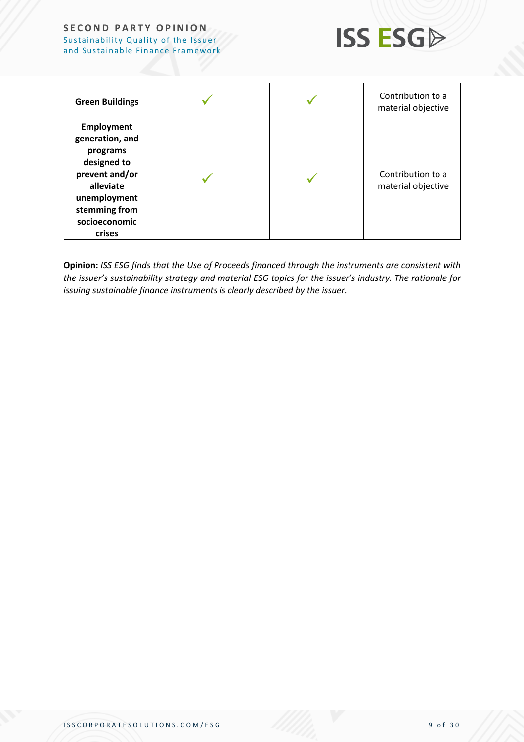| | | | |
|---|---|---|---|
| **Green Buildings** | ✓ | ✓ | Contribution to a material objective |
| **Employment generation, and programs designed to prevent and/or alleviate unemployment stemming from socioeconomic crises** | ✓ | ✓ | Contribution to a material objective |

**Opinion:** *ISS ESG finds that the Use of Proceeds financed through the instruments are consistent with the issuer's sustainability strategy and material ESG topics for the issuer's industry. The rationale for issuing sustainable finance instruments is clearly described by the issuer.*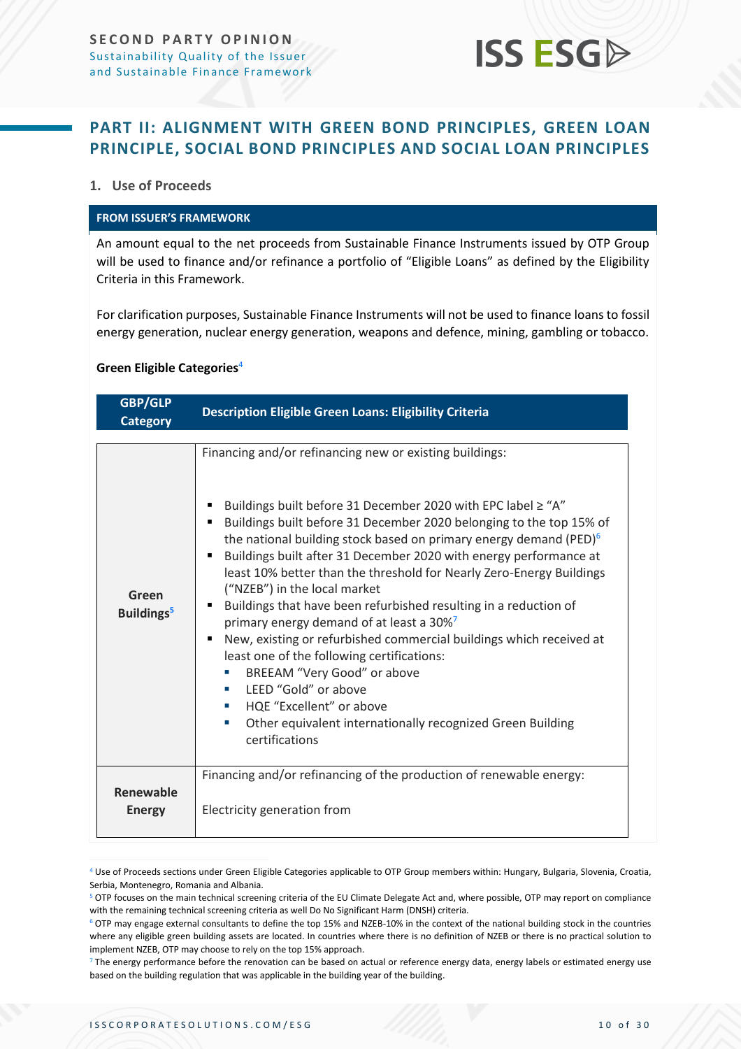## PART II: ALIGNMENT WITH GREEN BOND PRINCIPLES, GREEN LOAN PRINCIPLE, SOCIAL BOND PRINCIPLES AND SOCIAL LOAN PRINCIPLES

### 1. Use of Proceeds

**FROM ISSUER'S FRAMEWORK**

An amount equal to the net proceeds from Sustainable Finance Instruments issued by OTP Group will be used to finance and/or refinance a portfolio of "Eligible Loans" as defined by the Eligibility Criteria in this Framework.

For clarification purposes, Sustainable Finance Instruments will not be used to finance loans to fossil energy generation, nuclear energy generation, weapons and defence, mining, gambling or tobacco.

**Green Eligible Categories**[4]

| GBP/GLP Category | Description Eligible Green Loans: Eligibility Criteria |
|---|---|
| Green Buildings[5] | Financing and/or refinancing new or existing buildings:<br><br>▪ Buildings built before 31 December 2020 with EPC label ≥ "A"<br>▪ Buildings built before 31 December 2020 belonging to the top 15% of the national building stock based on primary energy demand (PED)[6]<br>▪ Buildings built after 31 December 2020 with energy performance at least 10% better than the threshold for Nearly Zero-Energy Buildings ("NZEB") in the local market<br>▪ Buildings that have been refurbished resulting in a reduction of primary energy demand of at least a 30%[7]<br>▪ New, existing or refurbished commercial buildings which received at least one of the following certifications:<br>&nbsp;&nbsp;▪ BREEAM "Very Good" or above<br>&nbsp;&nbsp;▪ LEED "Gold" or above<br>&nbsp;&nbsp;▪ HQE "Excellent" or above<br>&nbsp;&nbsp;▪ Other equivalent internationally recognized Green Building certifications |
| Renewable Energy | Financing and/or refinancing of the production of renewable energy:<br><br>Electricity generation from |

[4] Use of Proceeds sections under Green Eligible Categories applicable to OTP Group members within: Hungary, Bulgaria, Slovenia, Croatia, Serbia, Montenegro, Romania and Albania.

[5] OTP focuses on the main technical screening criteria of the EU Climate Delegate Act and, where possible, OTP may report on compliance with the remaining technical screening criteria as well Do No Significant Harm (DNSH) criteria.

[6] OTP may engage external consultants to define the top 15% and NZEB-10% in the context of the national building stock in the countries where any eligible green building assets are located. In countries where there is no definition of NZEB or there is no practical solution to implement NZEB, OTP may choose to rely on the top 15% approach.

[7] The energy performance before the renovation can be based on actual or reference energy data, energy labels or estimated energy use based on the building regulation that was applicable in the building year of the building.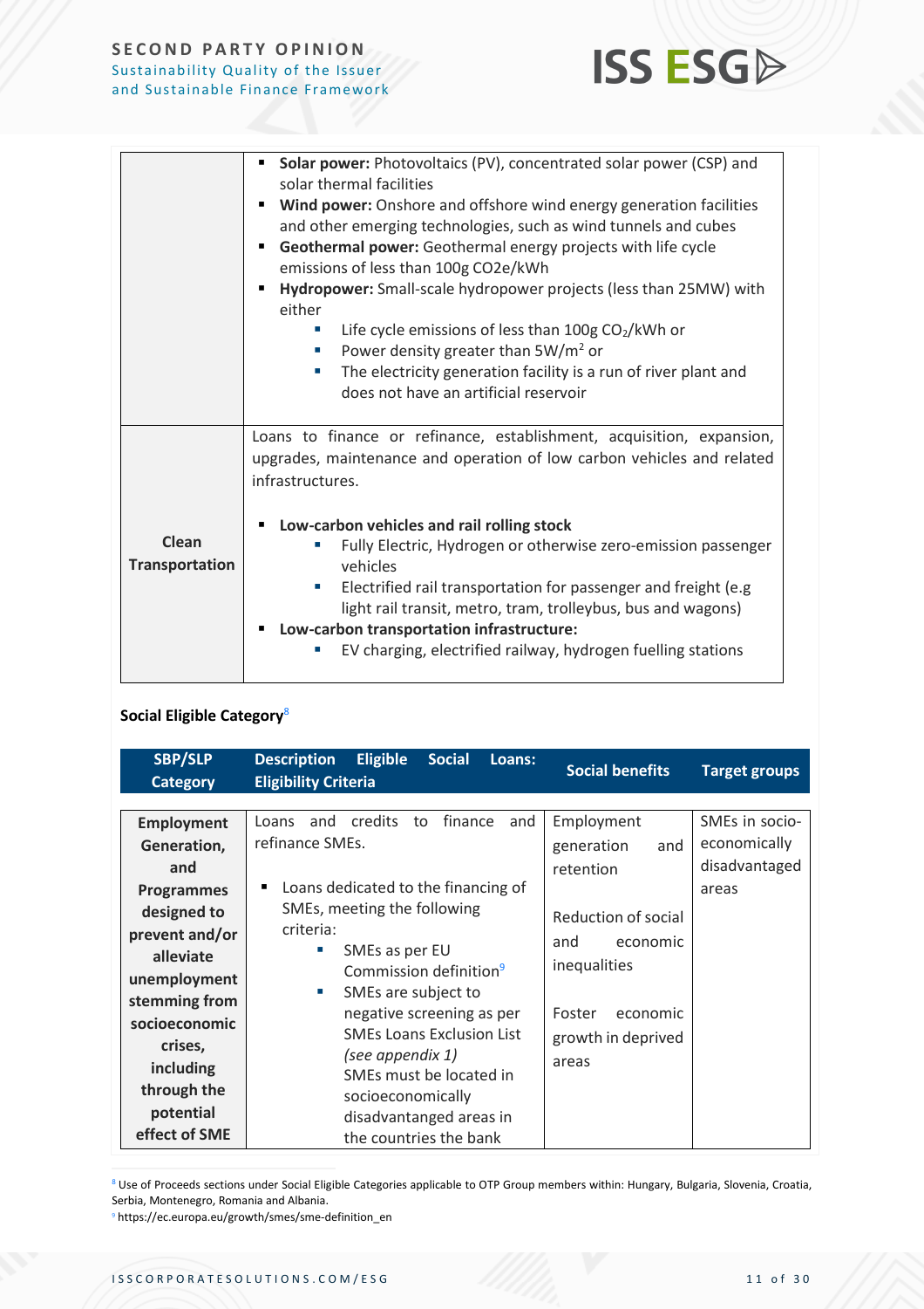| | |
|---|---|
| | ▪ **Solar power:** Photovoltaics (PV), concentrated solar power (CSP) and solar thermal facilities<br>▪ **Wind power:** Onshore and offshore wind energy generation facilities and other emerging technologies, such as wind tunnels and cubes<br>▪ **Geothermal power:** Geothermal energy projects with life cycle emissions of less than 100g CO2e/kWh<br>▪ **Hydropower:** Small-scale hydropower projects (less than 25MW) with either<br>&nbsp;&nbsp;&nbsp;▪ Life cycle emissions of less than 100g $CO_2$/kWh or<br>&nbsp;&nbsp;&nbsp;▪ Power density greater than 5W/m$^2$ or<br>&nbsp;&nbsp;&nbsp;▪ The electricity generation facility is a run of river plant and does not have an artificial reservoir |
| **Clean Transportation** | Loans to finance or refinance, establishment, acquisition, expansion, upgrades, maintenance and operation of low carbon vehicles and related infrastructures.<br><br>▪ **Low-carbon vehicles and rail rolling stock**<br>&nbsp;&nbsp;&nbsp;▪ Fully Electric, Hydrogen or otherwise zero-emission passenger vehicles<br>&nbsp;&nbsp;&nbsp;▪ Electrified rail transportation for passenger and freight (e.g light rail transit, metro, tram, trolleybus, bus and wagons)<br>▪ **Low-carbon transportation infrastructure:**<br>&nbsp;&nbsp;&nbsp;▪ EV charging, electrified railway, hydrogen fuelling stations |

**Social Eligible Category**[8]

| SBP/SLP Category | Description Eligible Social Loans: Eligibility Criteria | Social benefits | Target groups |
|---|---|---|---|
| **Employment Generation, and Programmes designed to prevent and/or alleviate unemployment stemming from socioeconomic crises, including through the potential effect of SME** | Loans and credits to finance and refinance SMEs.<br><br>▪ Loans dedicated to the financing of SMEs, meeting the following criteria:<br>&nbsp;&nbsp;&nbsp;▪ SMEs as per EU Commission definition[9]<br>&nbsp;&nbsp;&nbsp;▪ SMEs are subject to negative screening as per SMEs Loans Exclusion List *(see appendix 1)*<br>&nbsp;&nbsp;&nbsp;SMEs must be located in socioeconomically disadvantaged areas in the countries the bank | Employment generation and retention<br><br>Reduction of social and economic inequalities<br><br>Foster economic growth in deprived areas | SMEs in socio-economically disadvantaged areas |

[8] Use of Proceeds sections under Social Eligible Categories applicable to OTP Group members within: Hungary, Bulgaria, Slovenia, Croatia, Serbia, Montenegro, Romania and Albania.

[9] https://ec.europa.eu/growth/smes/sme-definition_en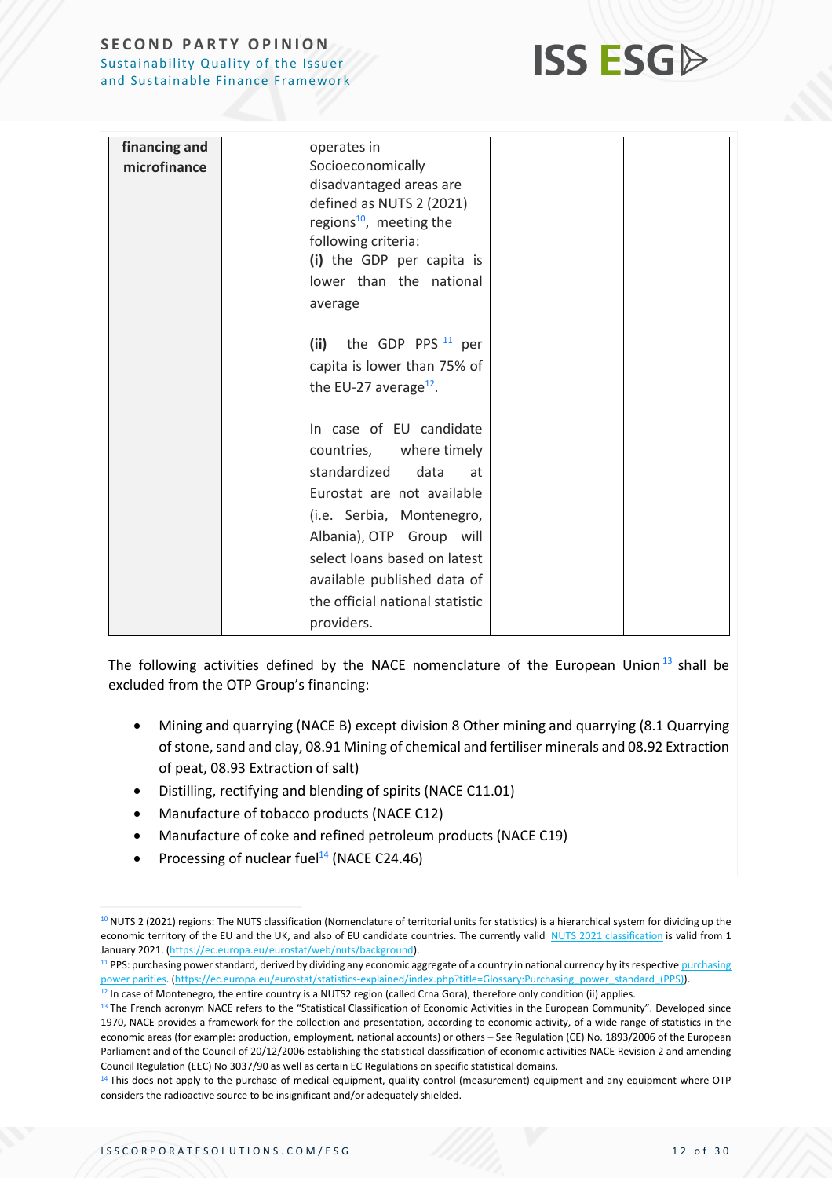| financing and microfinance | operates in Socioeconomically disadvantaged areas are defined as NUTS 2 (2021) regions[10], meeting the following criteria:<br>**(i)** the GDP per capita is lower than the national average<br><br>**(ii)** the GDP PPS [11] per capita is lower than 75% of the EU-27 average[12].<br><br>In case of EU candidate countries, where timely standardized data at Eurostat are not available (i.e. Serbia, Montenegro, Albania), OTP Group will select loans based on latest available published data of the official national statistic providers. | | |
|---|---|---|---|

The following activities defined by the NACE nomenclature of the European Union[13] shall be excluded from the OTP Group's financing:

- Mining and quarrying (NACE B) except division 8 Other mining and quarrying (8.1 Quarrying of stone, sand and clay, 08.91 Mining of chemical and fertiliser minerals and 08.92 Extraction of peat, 08.93 Extraction of salt)
- Distilling, rectifying and blending of spirits (NACE C11.01)
- Manufacture of tobacco products (NACE C12)
- Manufacture of coke and refined petroleum products (NACE C19)
- Processing of nuclear fuel[14] (NACE C24.46)

---

[10] NUTS 2 (2021) regions: The NUTS classification (Nomenclature of territorial units for statistics) is a hierarchical system for dividing up the economic territory of the EU and the UK, and also of EU candidate countries. The currently valid NUTS 2021 classification is valid from 1 January 2021. (https://ec.europa.eu/eurostat/web/nuts/background).

[11] PPS: purchasing power standard, derived by dividing any economic aggregate of a country in national currency by its respective purchasing power parities. (https://ec.europa.eu/eurostat/statistics-explained/index.php?title=Glossary:Purchasing_power_standard_(PPS)).

[12] In case of Montenegro, the entire country is a NUTS2 region (called Crna Gora), therefore only condition (ii) applies.

[13] The French acronym NACE refers to the "Statistical Classification of Economic Activities in the European Community". Developed since 1970, NACE provides a framework for the collection and presentation, according to economic activity, of a wide range of statistics in the economic areas (for example: production, employment, national accounts) or others – See Regulation (CE) No. 1893/2006 of the European Parliament and of the Council of 20/12/2006 establishing the statistical classification of economic activities NACE Revision 2 and amending Council Regulation (EEC) No 3037/90 as well as certain EC Regulations on specific statistical domains.

[14] This does not apply to the purchase of medical equipment, quality control (measurement) equipment and any equipment where OTP considers the radioactive source to be insignificant and/or adequately shielded.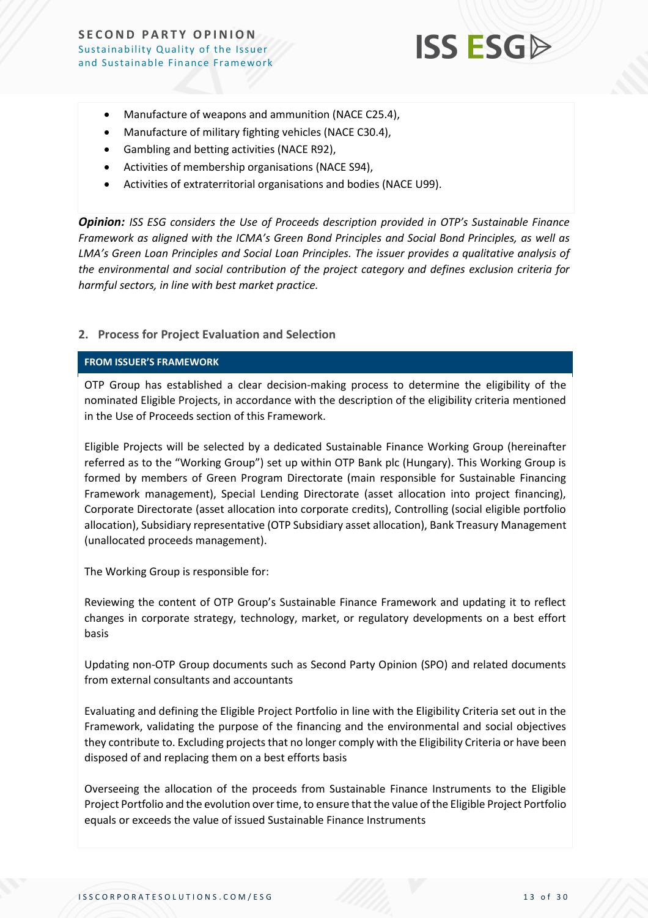- Manufacture of weapons and ammunition (NACE C25.4),
- Manufacture of military fighting vehicles (NACE C30.4),
- Gambling and betting activities (NACE R92),
- Activities of membership organisations (NACE S94),
- Activities of extraterritorial organisations and bodies (NACE U99).

***Opinion:*** *ISS ESG considers the Use of Proceeds description provided in OTP's Sustainable Finance Framework as aligned with the ICMA's Green Bond Principles and Social Bond Principles, as well as LMA's Green Loan Principles and Social Loan Principles. The issuer provides a qualitative analysis of the environmental and social contribution of the project category and defines exclusion criteria for harmful sectors, in line with best market practice.*

## 2. Process for Project Evaluation and Selection

**FROM ISSUER'S FRAMEWORK**

OTP Group has established a clear decision-making process to determine the eligibility of the nominated Eligible Projects, in accordance with the description of the eligibility criteria mentioned in the Use of Proceeds section of this Framework.

Eligible Projects will be selected by a dedicated Sustainable Finance Working Group (hereinafter referred as to the "Working Group") set up within OTP Bank plc (Hungary). This Working Group is formed by members of Green Program Directorate (main responsible for Sustainable Financing Framework management), Special Lending Directorate (asset allocation into project financing), Corporate Directorate (asset allocation into corporate credits), Controlling (social eligible portfolio allocation), Subsidiary representative (OTP Subsidiary asset allocation), Bank Treasury Management (unallocated proceeds management).

The Working Group is responsible for:

Reviewing the content of OTP Group's Sustainable Finance Framework and updating it to reflect changes in corporate strategy, technology, market, or regulatory developments on a best effort basis

Updating non-OTP Group documents such as Second Party Opinion (SPO) and related documents from external consultants and accountants

Evaluating and defining the Eligible Project Portfolio in line with the Eligibility Criteria set out in the Framework, validating the purpose of the financing and the environmental and social objectives they contribute to. Excluding projects that no longer comply with the Eligibility Criteria or have been disposed of and replacing them on a best efforts basis

Overseeing the allocation of the proceeds from Sustainable Finance Instruments to the Eligible Project Portfolio and the evolution over time, to ensure that the value of the Eligible Project Portfolio equals or exceeds the value of issued Sustainable Finance Instruments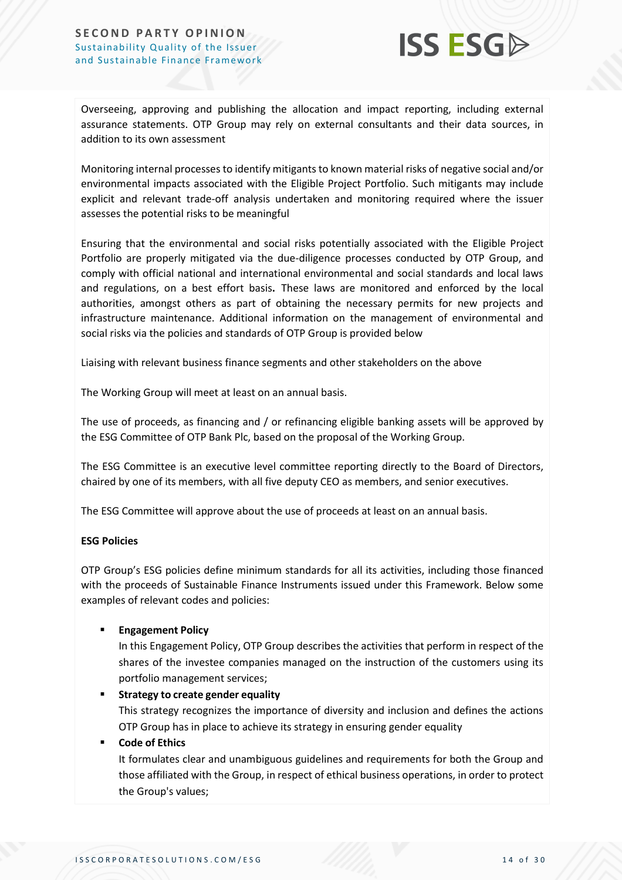Overseeing, approving and publishing the allocation and impact reporting, including external assurance statements. OTP Group may rely on external consultants and their data sources, in addition to its own assessment

Monitoring internal processes to identify mitigants to known material risks of negative social and/or environmental impacts associated with the Eligible Project Portfolio. Such mitigants may include explicit and relevant trade-off analysis undertaken and monitoring required where the issuer assesses the potential risks to be meaningful

Ensuring that the environmental and social risks potentially associated with the Eligible Project Portfolio are properly mitigated via the due-diligence processes conducted by OTP Group, and comply with official national and international environmental and social standards and local laws and regulations, on a best effort basis**.** These laws are monitored and enforced by the local authorities, amongst others as part of obtaining the necessary permits for new projects and infrastructure maintenance. Additional information on the management of environmental and social risks via the policies and standards of OTP Group is provided below

Liaising with relevant business finance segments and other stakeholders on the above

The Working Group will meet at least on an annual basis.

The use of proceeds, as financing and / or refinancing eligible banking assets will be approved by the ESG Committee of OTP Bank Plc, based on the proposal of the Working Group.

The ESG Committee is an executive level committee reporting directly to the Board of Directors, chaired by one of its members, with all five deputy CEO as members, and senior executives.

The ESG Committee will approve about the use of proceeds at least on an annual basis.

**ESG Policies**

OTP Group's ESG policies define minimum standards for all its activities, including those financed with the proceeds of Sustainable Finance Instruments issued under this Framework. Below some examples of relevant codes and policies:

- **Engagement Policy**
  In this Engagement Policy, OTP Group describes the activities that perform in respect of the shares of the investee companies managed on the instruction of the customers using its portfolio management services;
- **Strategy to create gender equality**
  This strategy recognizes the importance of diversity and inclusion and defines the actions OTP Group has in place to achieve its strategy in ensuring gender equality
- **Code of Ethics**
  It formulates clear and unambiguous guidelines and requirements for both the Group and those affiliated with the Group, in respect of ethical business operations, in order to protect the Group's values;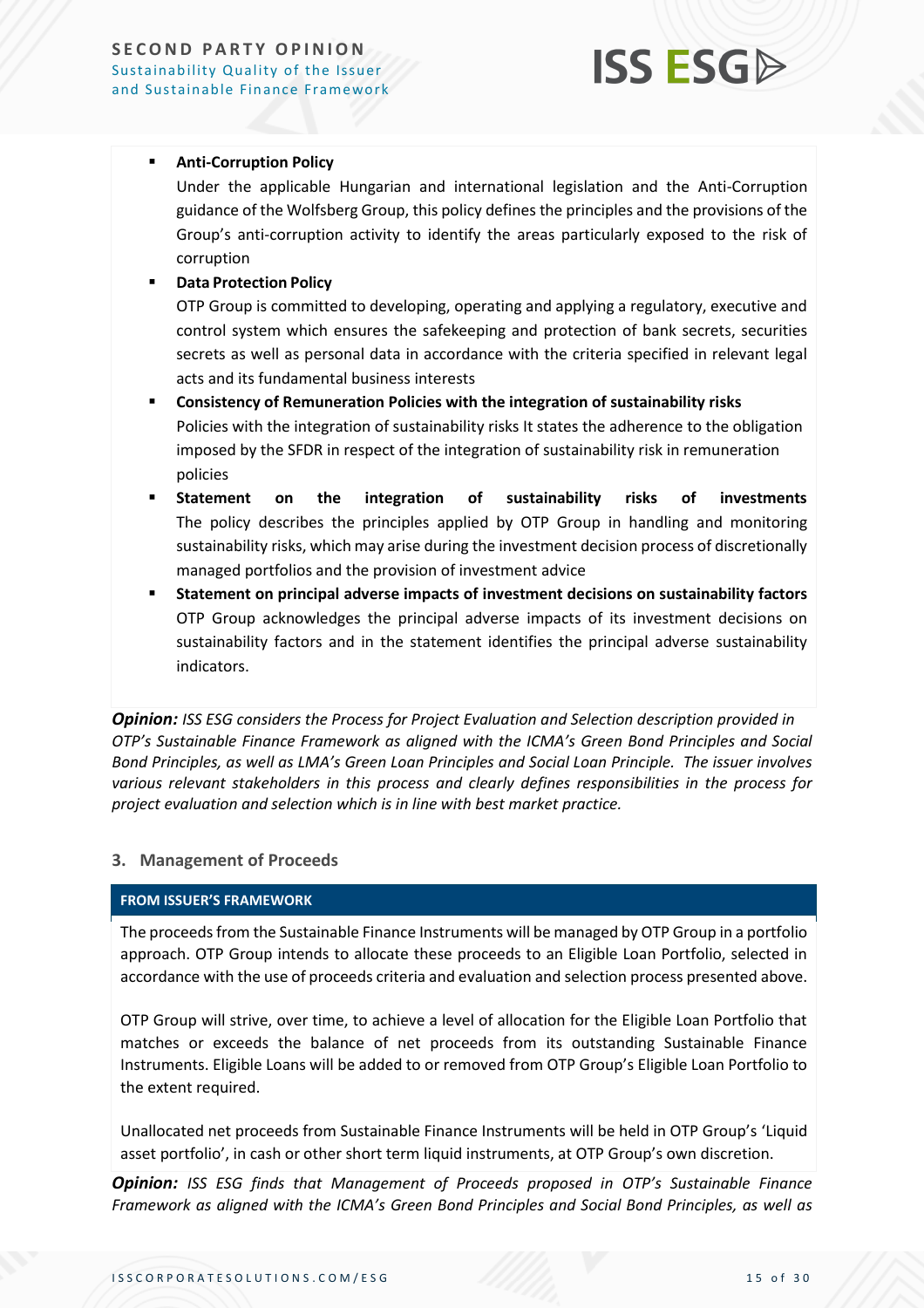- **Anti-Corruption Policy**
  Under the applicable Hungarian and international legislation and the Anti-Corruption guidance of the Wolfsberg Group, this policy defines the principles and the provisions of the Group's anti-corruption activity to identify the areas particularly exposed to the risk of corruption
- **Data Protection Policy**
  OTP Group is committed to developing, operating and applying a regulatory, executive and control system which ensures the safekeeping and protection of bank secrets, securities secrets as well as personal data in accordance with the criteria specified in relevant legal acts and its fundamental business interests
- **Consistency of Remuneration Policies with the integration of sustainability risks**
  Policies with the integration of sustainability risks It states the adherence to the obligation imposed by the SFDR in respect of the integration of sustainability risk in remuneration policies
- **Statement on the integration of sustainability risks of investments**
  The policy describes the principles applied by OTP Group in handling and monitoring sustainability risks, which may arise during the investment decision process of discretionally managed portfolios and the provision of investment advice
- **Statement on principal adverse impacts of investment decisions on sustainability factors**
  OTP Group acknowledges the principal adverse impacts of its investment decisions on sustainability factors and in the statement identifies the principal adverse sustainability indicators.

***Opinion:*** *ISS ESG considers the Process for Project Evaluation and Selection description provided in OTP's Sustainable Finance Framework as aligned with the ICMA's Green Bond Principles and Social Bond Principles, as well as LMA's Green Loan Principles and Social Loan Principle. The issuer involves various relevant stakeholders in this process and clearly defines responsibilities in the process for project evaluation and selection which is in line with best market practice.*

### 3. Management of Proceeds

**FROM ISSUER'S FRAMEWORK**

The proceeds from the Sustainable Finance Instruments will be managed by OTP Group in a portfolio approach. OTP Group intends to allocate these proceeds to an Eligible Loan Portfolio, selected in accordance with the use of proceeds criteria and evaluation and selection process presented above.

OTP Group will strive, over time, to achieve a level of allocation for the Eligible Loan Portfolio that matches or exceeds the balance of net proceeds from its outstanding Sustainable Finance Instruments. Eligible Loans will be added to or removed from OTP Group's Eligible Loan Portfolio to the extent required.

Unallocated net proceeds from Sustainable Finance Instruments will be held in OTP Group's 'Liquid asset portfolio', in cash or other short term liquid instruments, at OTP Group's own discretion.

***Opinion:*** *ISS ESG finds that Management of Proceeds proposed in OTP's Sustainable Finance Framework as aligned with the ICMA's Green Bond Principles and Social Bond Principles, as well as*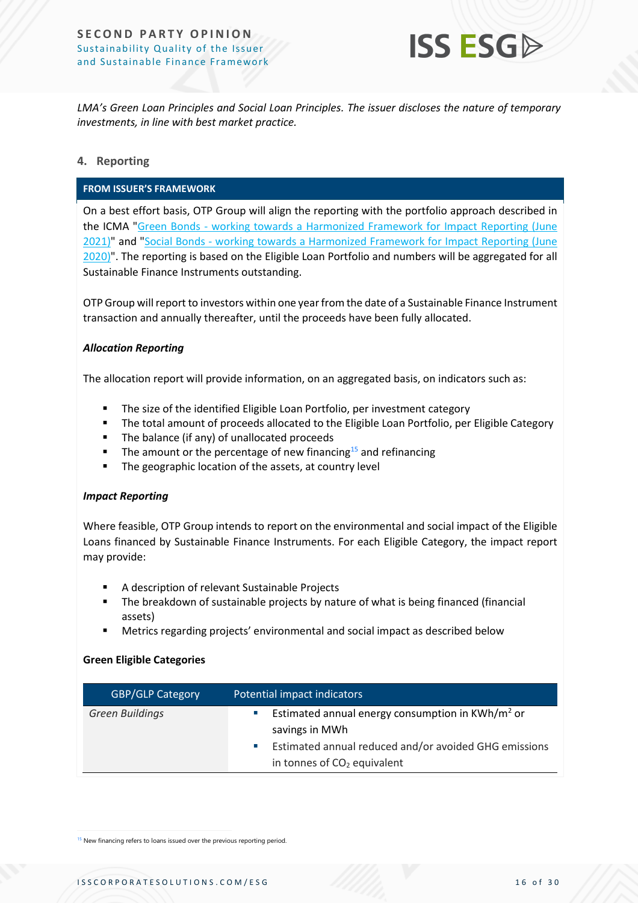*LMA's Green Loan Principles and Social Loan Principles. The issuer discloses the nature of temporary investments, in line with best market practice.*

## 4. Reporting

**FROM ISSUER'S FRAMEWORK**

On a best effort basis, OTP Group will align the reporting with the portfolio approach described in the ICMA "Green Bonds - working towards a Harmonized Framework for Impact Reporting (June 2021)" and "Social Bonds - working towards a Harmonized Framework for Impact Reporting (June 2020)". The reporting is based on the Eligible Loan Portfolio and numbers will be aggregated for all Sustainable Finance Instruments outstanding.

OTP Group will report to investors within one year from the date of a Sustainable Finance Instrument transaction and annually thereafter, until the proceeds have been fully allocated.

***Allocation Reporting***

The allocation report will provide information, on an aggregated basis, on indicators such as:

- The size of the identified Eligible Loan Portfolio, per investment category
- The total amount of proceeds allocated to the Eligible Loan Portfolio, per Eligible Category
- The balance (if any) of unallocated proceeds
- The amount or the percentage of new financing[15] and refinancing
- The geographic location of the assets, at country level

***Impact Reporting***

Where feasible, OTP Group intends to report on the environmental and social impact of the Eligible Loans financed by Sustainable Finance Instruments. For each Eligible Category, the impact report may provide:

- A description of relevant Sustainable Projects
- The breakdown of sustainable projects by nature of what is being financed (financial assets)
- Metrics regarding projects' environmental and social impact as described below

**Green Eligible Categories**

| GBP/GLP Category | Potential impact indicators |
|---|---|
| *Green Buildings* | ▪ Estimated annual energy consumption in KWh/m$^2$ or savings in MWh<br>▪ Estimated annual reduced and/or avoided GHG emissions in tonnes of $CO_2$ equivalent |

[15] New financing refers to loans issued over the previous reporting period.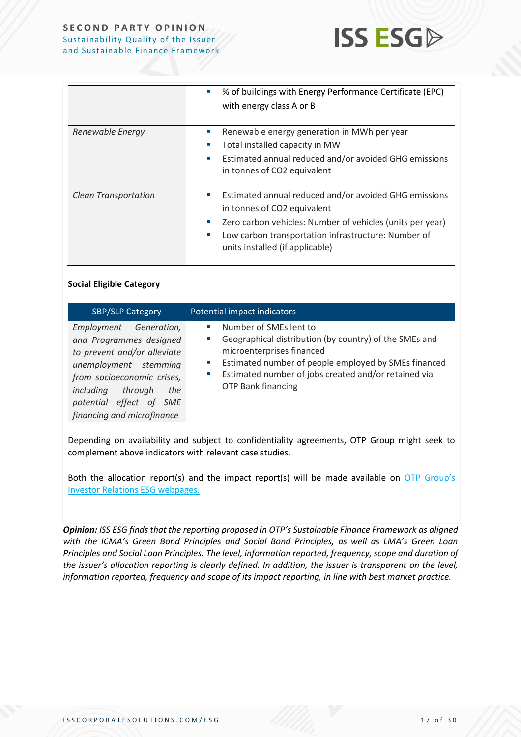| | |
|---|---|
| | ▪ % of buildings with Energy Performance Certificate (EPC) with energy class A or B |
| *Renewable Energy* | ▪ Renewable energy generation in MWh per year<br>▪ Total installed capacity in MW<br>▪ Estimated annual reduced and/or avoided GHG emissions in tonnes of CO2 equivalent |
| *Clean Transportation* | ▪ Estimated annual reduced and/or avoided GHG emissions in tonnes of CO2 equivalent<br>▪ Zero carbon vehicles: Number of vehicles (units per year)<br>▪ Low carbon transportation infrastructure: Number of units installed (if applicable) |

**Social Eligible Category**

| SBP/SLP Category | Potential impact indicators |
|---|---|
| *Employment Generation, and Programmes designed to prevent and/or alleviate unemployment stemming from socioeconomic crises, including through the potential effect of SME financing and microfinance* | ▪ Number of SMEs lent to<br>▪ Geographical distribution (by country) of the SMEs and microenterprises financed<br>▪ Estimated number of people employed by SMEs financed<br>▪ Estimated number of jobs created and/or retained via OTP Bank financing |

Depending on availability and subject to confidentiality agreements, OTP Group might seek to complement above indicators with relevant case studies.

Both the allocation report(s) and the impact report(s) will be made available on [OTP Group's Investor Relations ESG webpages.]

***Opinion:*** *ISS ESG finds that the reporting proposed in OTP's Sustainable Finance Framework as aligned with the ICMA's Green Bond Principles and Social Bond Principles, as well as LMA's Green Loan Principles and Social Loan Principles. The level, information reported, frequency, scope and duration of the issuer's allocation reporting is clearly defined. In addition, the issuer is transparent on the level, information reported, frequency and scope of its impact reporting, in line with best market practice.*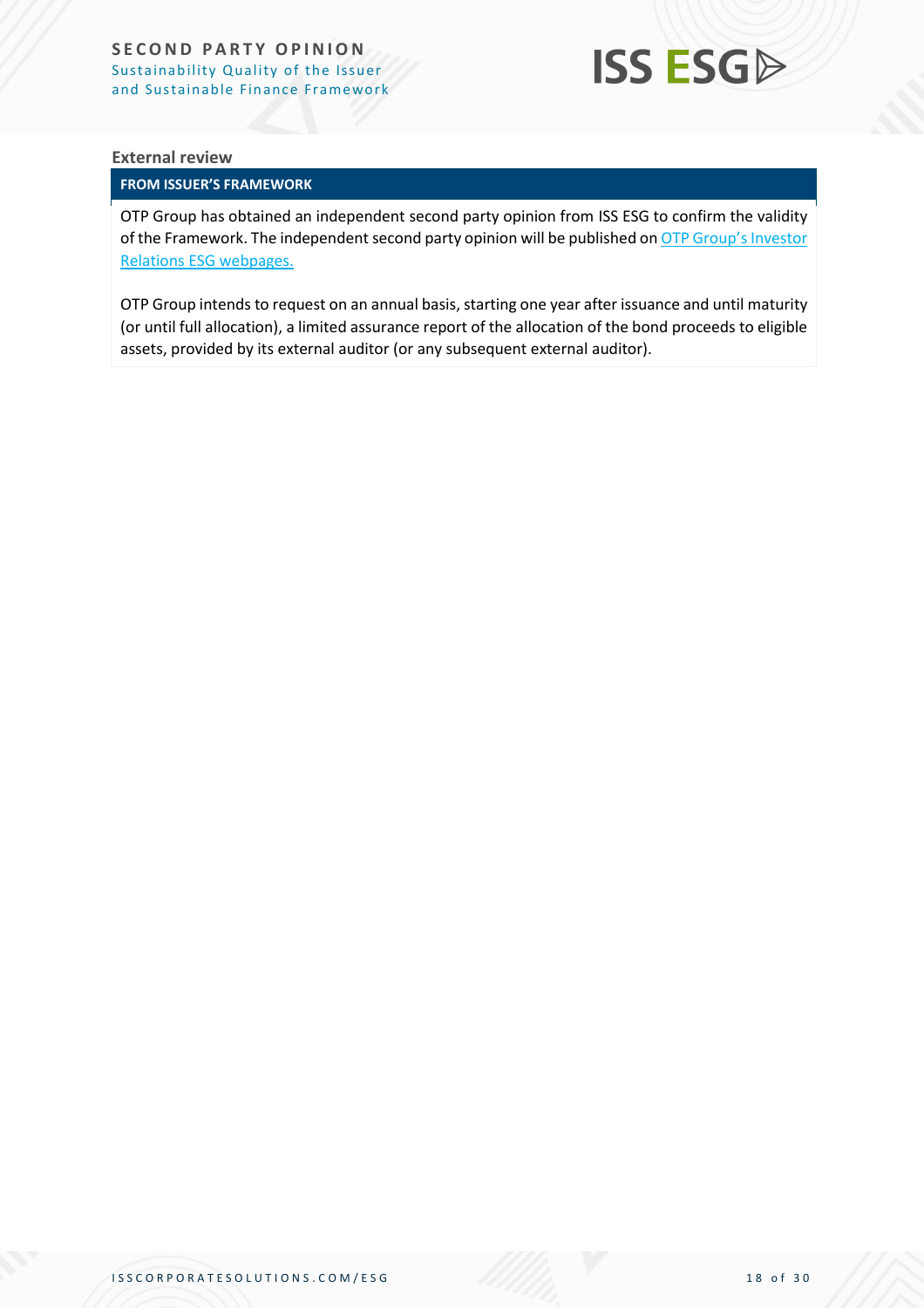### External review

| FROM ISSUER'S FRAMEWORK |
| --- |
| OTP Group has obtained an independent second party opinion from ISS ESG to confirm the validity of the Framework. The independent second party opinion will be published on OTP Group's Investor Relations ESG webpages. <br><br> OTP Group intends to request on an annual basis, starting one year after issuance and until maturity (or until full allocation), a limited assurance report of the allocation of the bond proceeds to eligible assets, provided by its external auditor (or any subsequent external auditor). |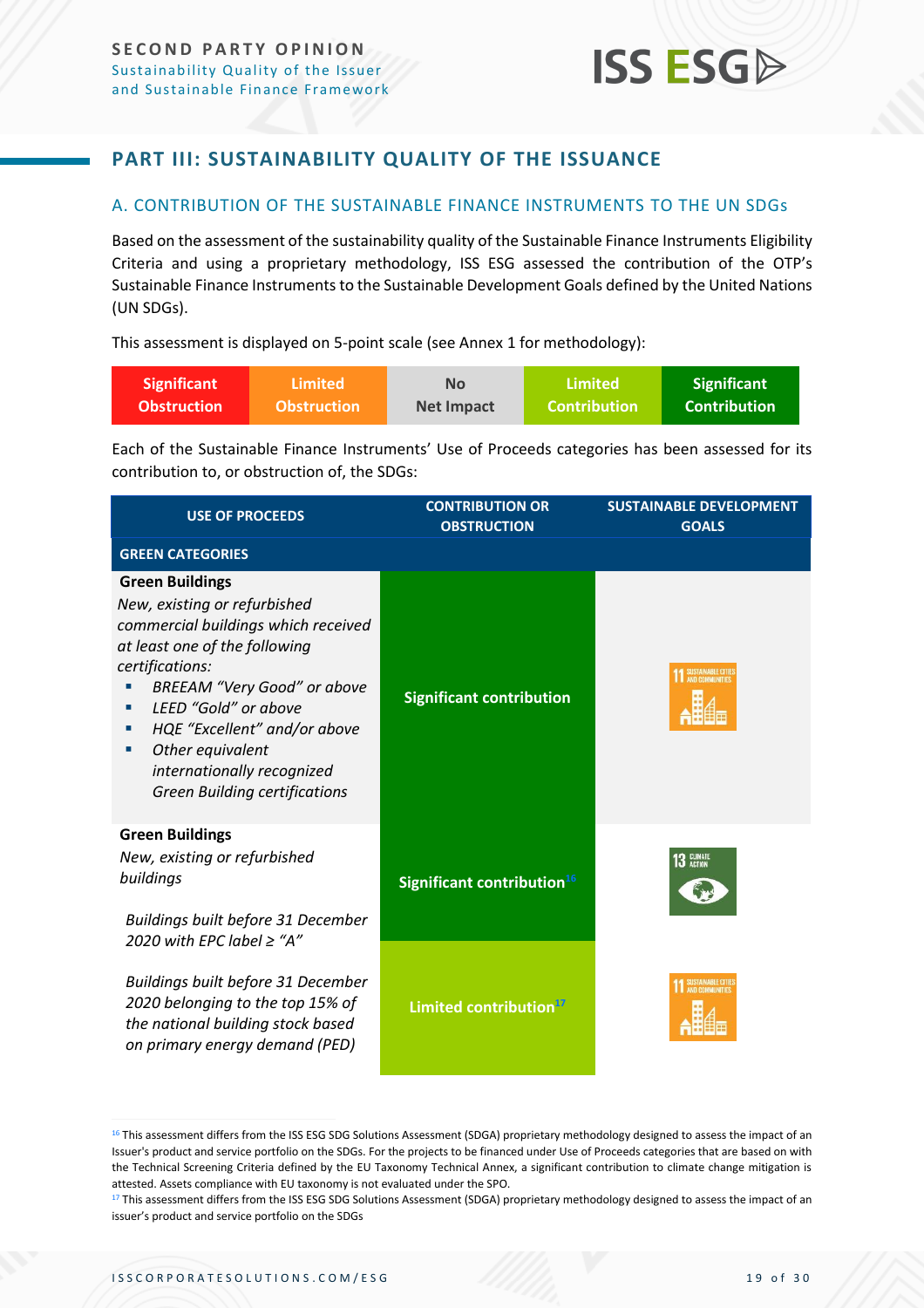## PART III: SUSTAINABILITY QUALITY OF THE ISSUANCE

### A. CONTRIBUTION OF THE SUSTAINABLE FINANCE INSTRUMENTS TO THE UN SDGs

Based on the assessment of the sustainability quality of the Sustainable Finance Instruments Eligibility Criteria and using a proprietary methodology, ISS ESG assessed the contribution of the OTP's Sustainable Finance Instruments to the Sustainable Development Goals defined by the United Nations (UN SDGs).

This assessment is displayed on 5-point scale (see Annex 1 for methodology):

| Significant Obstruction | Limited Obstruction | No Net Impact | Limited Contribution | Significant Contribution |
|---|---|---|---|---|

Each of the Sustainable Finance Instruments' Use of Proceeds categories has been assessed for its contribution to, or obstruction of, the SDGs:

| USE OF PROCEEDS | CONTRIBUTION OR OBSTRUCTION | SUSTAINABLE DEVELOPMENT GOALS |
|---|---|---|
| **GREEN CATEGORIES** | | |
| **Green Buildings** *New, existing or refurbished commercial buildings which received at least one of the following certifications:* <br>▪ *BREEAM "Very Good" or above* <br>▪ *LEED "Gold" or above* <br>▪ *HQE "Excellent" and/or above* <br>▪ *Other equivalent internationally recognized Green Building certifications* | Significant contribution | 11 Sustainable Cities and Communities |
| **Green Buildings** *New, existing or refurbished buildings* <br><br> *Buildings built before 31 December 2020 with EPC label ≥ "A"* | Significant contribution[16] | 13 Climate Action |
| *Buildings built before 31 December 2020 belonging to the top 15% of the national building stock based on primary energy demand (PED)* | Limited contribution[17] | 11 Sustainable Cities and Communities |

[16] This assessment differs from the ISS ESG SDG Solutions Assessment (SDGA) proprietary methodology designed to assess the impact of an Issuer's product and service portfolio on the SDGs. For the projects to be financed under Use of Proceeds categories that are based on with the Technical Screening Criteria defined by the EU Taxonomy Technical Annex, a significant contribution to climate change mitigation is attested. Assets compliance with EU taxonomy is not evaluated under the SPO.

[17] This assessment differs from the ISS ESG SDG Solutions Assessment (SDGA) proprietary methodology designed to assess the impact of an issuer's product and service portfolio on the SDGs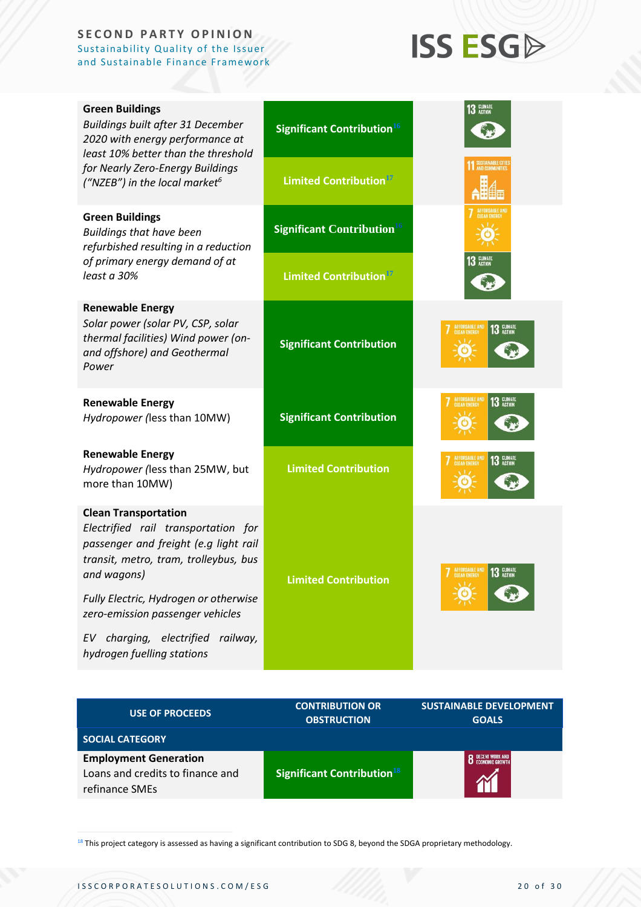| | | |
|---|---|---|
| **Green Buildings** *Buildings built after 31 December 2020 with energy performance at least 10% better than the threshold for Nearly Zero-Energy Buildings ("NZEB") in the local market*[6] | Significant Contribution[16] | 13 Climate Action |
| | Limited Contribution[17] | 11 Sustainable Cities and Communities |
| **Green Buildings** *Buildings that have been refurbished resulting in a reduction of primary energy demand of at least a 30%* | Significant Contribution[16] | 7 Affordable and Clean Energy |
| | Limited Contribution[17] | 13 Climate Action |
| **Renewable Energy** *Solar power (solar PV, CSP, solar thermal facilities) Wind power (on- and offshore) and Geothermal Power* | Significant Contribution | 7 Affordable and Clean Energy, 13 Climate Action |
| **Renewable Energy** *Hydropower (*less than 10MW) | Significant Contribution | 7 Affordable and Clean Energy, 13 Climate Action |
| **Renewable Energy** *Hydropower (*less than 25MW, but more than 10MW) | Limited Contribution | 7 Affordable and Clean Energy, 13 Climate Action |
| **Clean Transportation** *Electrified rail transportation for passenger and freight (e.g light rail transit, metro, tram, trolleybus, bus and wagons)* *Fully Electric, Hydrogen or otherwise zero-emission passenger vehicles* *EV charging, electrified railway, hydrogen fuelling stations* | Limited Contribution | 7 Affordable and Clean Energy, 13 Climate Action |

| USE OF PROCEEDS | CONTRIBUTION OR OBSTRUCTION | SUSTAINABLE DEVELOPMENT GOALS |
|---|---|---|
| **SOCIAL CATEGORY** | | |
| **Employment Generation** Loans and credits to finance and refinance SMEs | Significant Contribution[18] | 8 Decent Work and Economic Growth |

[18] This project category is assessed as having a significant contribution to SDG 8, beyond the SDGA proprietary methodology.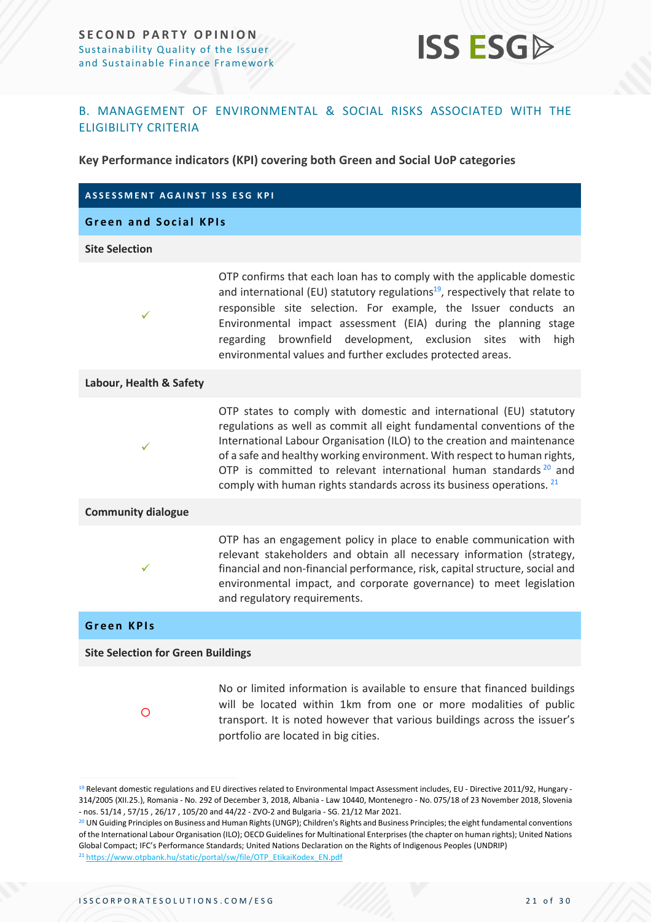## B. MANAGEMENT OF ENVIRONMENTAL & SOCIAL RISKS ASSOCIATED WITH THE ELIGIBILITY CRITERIA

**Key Performance indicators (KPI) covering both Green and Social UoP categories**

| ASSESSMENT AGAINST ISS ESG KPI | |
|---|---|
| **Green and Social KPIs** | |
| **Site Selection** | |
| ✓ | OTP confirms that each loan has to comply with the applicable domestic and international (EU) statutory regulations[19], respectively that relate to responsible site selection. For example, the Issuer conducts an Environmental impact assessment (EIA) during the planning stage regarding brownfield development, exclusion sites with high environmental values and further excludes protected areas. |
| **Labour, Health & Safety** | |
| ✓ | OTP states to comply with domestic and international (EU) statutory regulations as well as commit all eight fundamental conventions of the International Labour Organisation (ILO) to the creation and maintenance of a safe and healthy working environment. With respect to human rights, OTP is committed to relevant international human standards [20] and comply with human rights standards across its business operations. [21] |
| **Community dialogue** | |
| ✓ | OTP has an engagement policy in place to enable communication with relevant stakeholders and obtain all necessary information (strategy, financial and non-financial performance, risk, capital structure, social and environmental impact, and corporate governance) to meet legislation and regulatory requirements. |
| **Green KPIs** | |
| **Site Selection for Green Buildings** | |
| ○ | No or limited information is available to ensure that financed buildings will be located within 1km from one or more modalities of public transport. It is noted however that various buildings across the issuer's portfolio are located in big cities. |

[19] Relevant domestic regulations and EU directives related to Environmental Impact Assessment includes, EU - Directive 2011/92, Hungary - 314/2005 (XII.25.), Romania - No. 292 of December 3, 2018, Albania - Law 10440, Montenegro - No. 075/18 of 23 November 2018, Slovenia - nos. 51/14 , 57/15 , 26/17 , 105/20 and 44/22 - ZVO-2 and Bulgaria - SG. 21/12 Mar 2021.

[20] UN Guiding Principles on Business and Human Rights (UNGP); Children's Rights and Business Principles; the eight fundamental conventions of the International Labour Organisation (ILO); OECD Guidelines for Multinational Enterprises (the chapter on human rights); United Nations Global Compact; IFC's Performance Standards; United Nations Declaration on the Rights of Indigenous Peoples (UNDRIP)

[21] https://www.otpbank.hu/static/portal/sw/file/OTP_EtikaiKodex_EN.pdf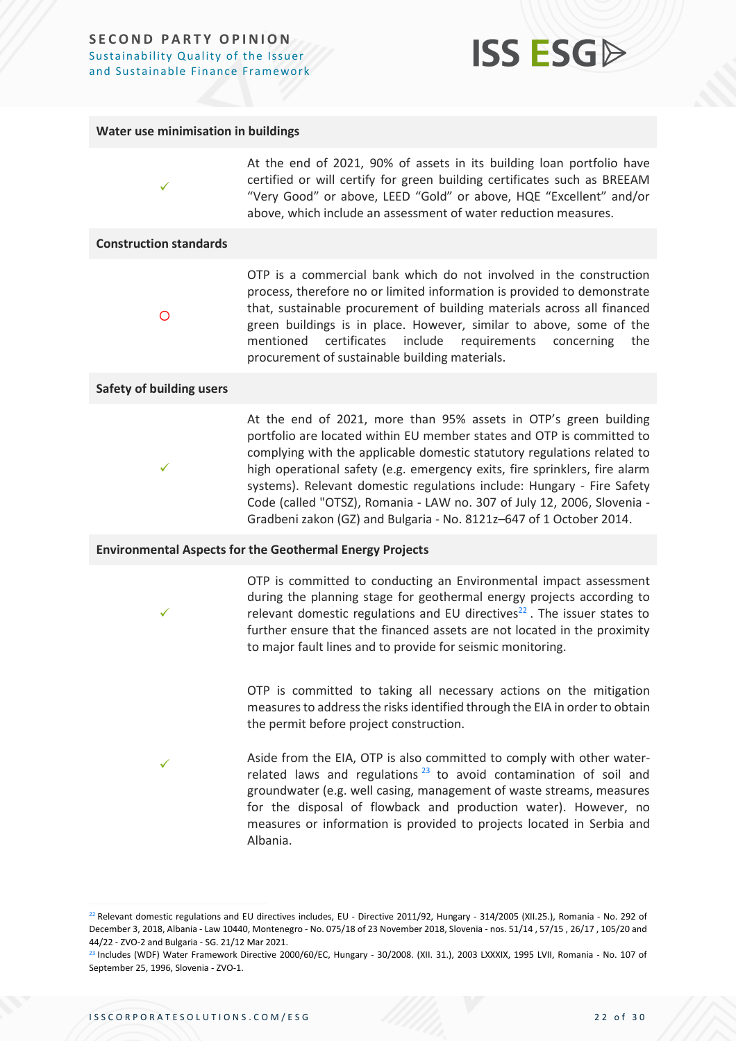| Water use minimisation in buildings | |
|---|---|
| ✓ | At the end of 2021, 90% of assets in its building loan portfolio have certified or will certify for green building certificates such as BREEAM "Very Good" or above, LEED "Gold" or above, HQE "Excellent" and/or above, which include an assessment of water reduction measures. |
| **Construction standards** | |
| ○ | OTP is a commercial bank which do not involved in the construction process, therefore no or limited information is provided to demonstrate that, sustainable procurement of building materials across all financed green buildings is in place. However, similar to above, some of the mentioned certificates include requirements concerning the procurement of sustainable building materials. |
| **Safety of building users** | |
| ✓ | At the end of 2021, more than 95% assets in OTP's green building portfolio are located within EU member states and OTP is committed to complying with the applicable domestic statutory regulations related to high operational safety (e.g. emergency exits, fire sprinklers, fire alarm systems). Relevant domestic regulations include: Hungary - Fire Safety Code (called "OTSZ), Romania - LAW no. 307 of July 12, 2006, Slovenia - Gradbeni zakon (GZ) and Bulgaria - No. 8121z–647 of 1 October 2014. |
| **Environmental Aspects for the Geothermal Energy Projects** | |
| ✓ | OTP is committed to conducting an Environmental impact assessment during the planning stage for geothermal energy projects according to relevant domestic regulations and EU directives[22]. The issuer states to further ensure that the financed assets are not located in the proximity to major fault lines and to provide for seismic monitoring.<br><br>OTP is committed to taking all necessary actions on the mitigation measures to address the risks identified through the EIA in order to obtain the permit before project construction. |
| ✓ | Aside from the EIA, OTP is also committed to comply with other water-related laws and regulations [23] to avoid contamination of soil and groundwater (e.g. well casing, management of waste streams, measures for the disposal of flowback and production water). However, no measures or information is provided to projects located in Serbia and Albania. |

[22] Relevant domestic regulations and EU directives includes, EU - Directive 2011/92, Hungary - 314/2005 (XII.25.), Romania - No. 292 of December 3, 2018, Albania - Law 10440, Montenegro - No. 075/18 of 23 November 2018, Slovenia - nos. 51/14 , 57/15 , 26/17 , 105/20 and 44/22 - ZVO-2 and Bulgaria - SG. 21/12 Mar 2021.

[23] Includes (WDF) Water Framework Directive 2000/60/EC, Hungary - 30/2008. (XII. 31.), 2003 LXXXIX, 1995 LVII, Romania - No. 107 of September 25, 1996, Slovenia - ZVO-1.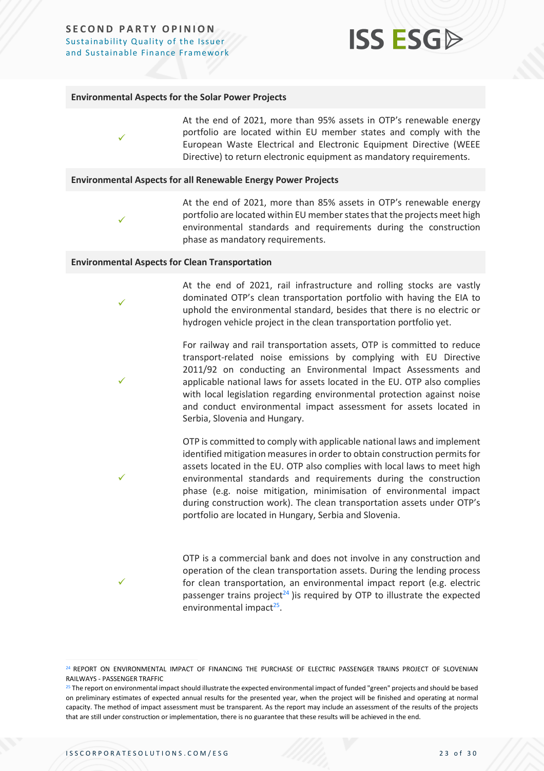**Environmental Aspects for the Solar Power Projects**

| | |
|---|---|
| ✓ | At the end of 2021, more than 95% assets in OTP's renewable energy portfolio are located within EU member states and comply with the European Waste Electrical and Electronic Equipment Directive (WEEE Directive) to return electronic equipment as mandatory requirements. |

**Environmental Aspects for all Renewable Energy Power Projects**

| | |
|---|---|
| ✓ | At the end of 2021, more than 85% assets in OTP's renewable energy portfolio are located within EU member states that the projects meet high environmental standards and requirements during the construction phase as mandatory requirements. |

**Environmental Aspects for Clean Transportation**

| | |
|---|---|
| ✓ | At the end of 2021, rail infrastructure and rolling stocks are vastly dominated OTP's clean transportation portfolio with having the EIA to uphold the environmental standard, besides that there is no electric or hydrogen vehicle project in the clean transportation portfolio yet. |
| ✓ | For railway and rail transportation assets, OTP is committed to reduce transport-related noise emissions by complying with EU Directive 2011/92 on conducting an Environmental Impact Assessments and applicable national laws for assets located in the EU. OTP also complies with local legislation regarding environmental protection against noise and conduct environmental impact assessment for assets located in Serbia, Slovenia and Hungary. |
| ✓ | OTP is committed to comply with applicable national laws and implement identified mitigation measures in order to obtain construction permits for assets located in the EU. OTP also complies with local laws to meet high environmental standards and requirements during the construction phase (e.g. noise mitigation, minimisation of environmental impact during construction work). The clean transportation assets under OTP's portfolio are located in Hungary, Serbia and Slovenia. |
| ✓ | OTP is a commercial bank and does not involve in any construction and operation of the clean transportation assets. During the lending process for clean transportation, an environmental impact report (e.g. electric passenger trains project[24] )is required by OTP to illustrate the expected environmental impact[25]. |

[24] REPORT ON ENVIRONMENTAL IMPACT OF FINANCING THE PURCHASE OF ELECTRIC PASSENGER TRAINS PROJECT OF SLOVENIAN RAILWAYS - PASSENGER TRAFFIC

[25] The report on environmental impact should illustrate the expected environmental impact of funded "green" projects and should be based on preliminary estimates of expected annual results for the presented year, when the project will be finished and operating at normal capacity. The method of impact assessment must be transparent. As the report may include an assessment of the results of the projects that are still under construction or implementation, there is no guarantee that these results will be achieved in the end.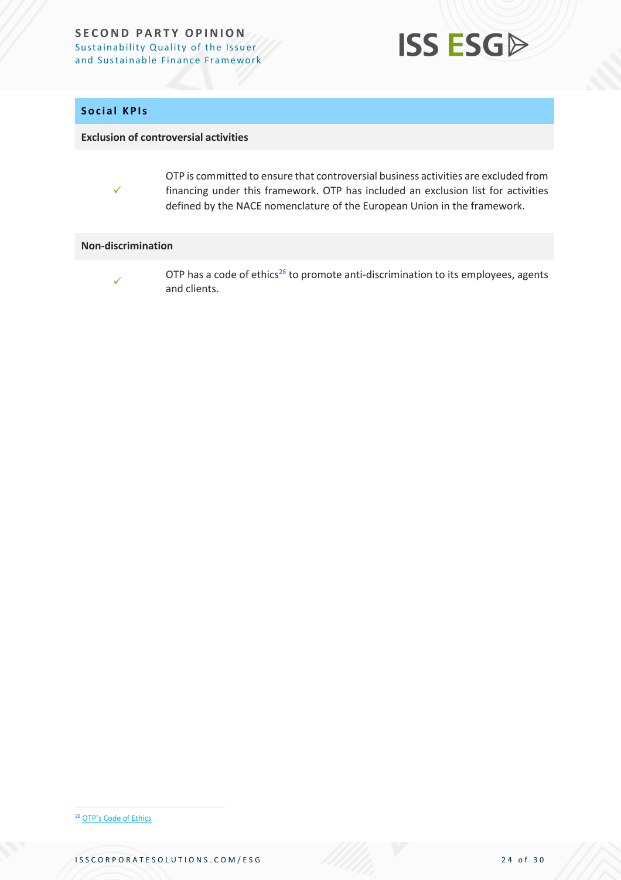## Social KPIs

**Exclusion of controversial activities**

✓ OTP is committed to ensure that controversial business activities are excluded from financing under this framework. OTP has included an exclusion list for activities defined by the NACE nomenclature of the European Union in the framework.

**Non-discrimination**

✓ OTP has a code of ethics[26] to promote anti-discrimination to its employees, agents and clients.

[26] OTP's Code of Ethics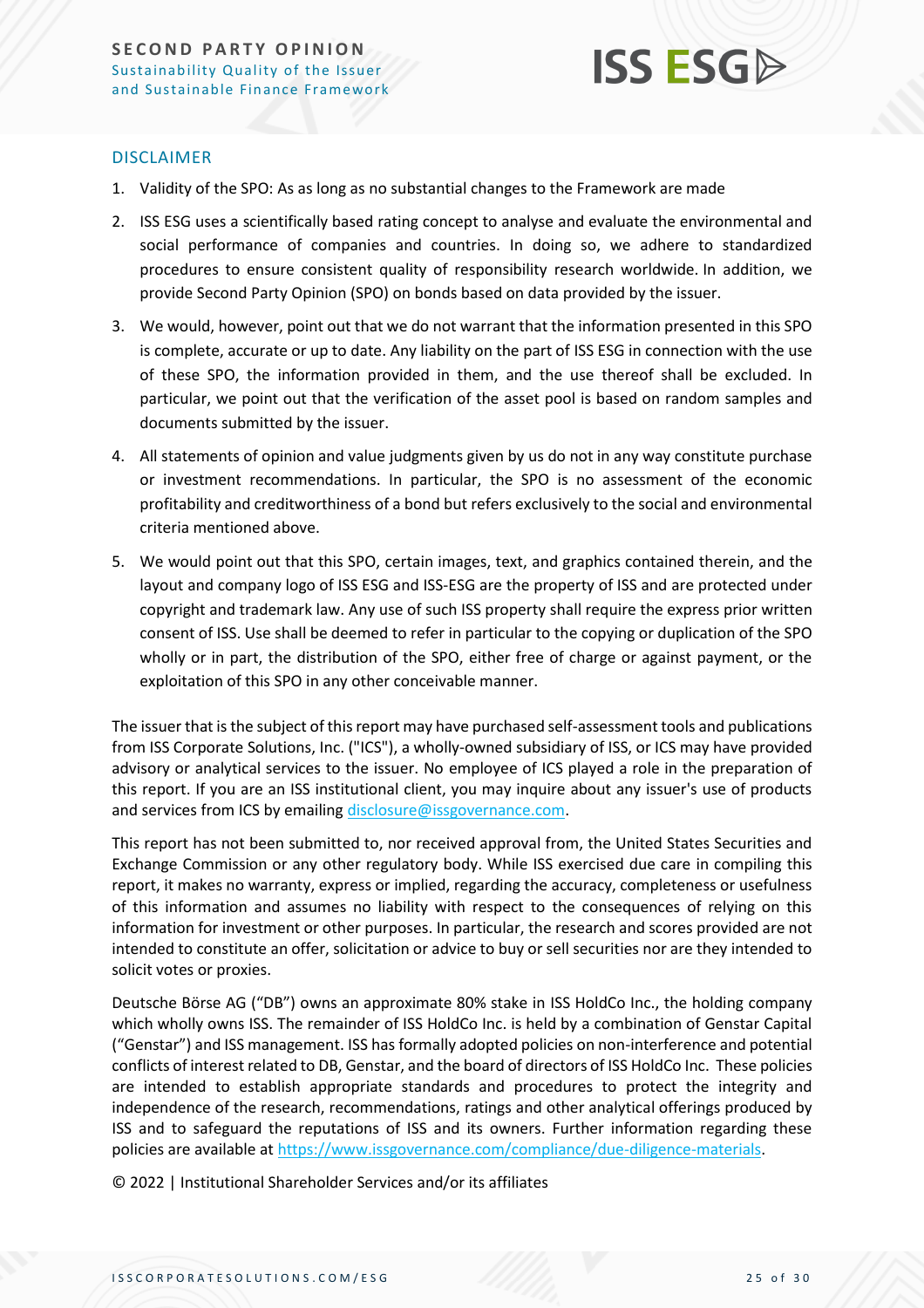## DISCLAIMER

1. Validity of the SPO: As as long as no substantial changes to the Framework are made
2. ISS ESG uses a scientifically based rating concept to analyse and evaluate the environmental and social performance of companies and countries. In doing so, we adhere to standardized procedures to ensure consistent quality of responsibility research worldwide. In addition, we provide Second Party Opinion (SPO) on bonds based on data provided by the issuer.
3. We would, however, point out that we do not warrant that the information presented in this SPO is complete, accurate or up to date. Any liability on the part of ISS ESG in connection with the use of these SPO, the information provided in them, and the use thereof shall be excluded. In particular, we point out that the verification of the asset pool is based on random samples and documents submitted by the issuer.
4. All statements of opinion and value judgments given by us do not in any way constitute purchase or investment recommendations. In particular, the SPO is no assessment of the economic profitability and creditworthiness of a bond but refers exclusively to the social and environmental criteria mentioned above.
5. We would point out that this SPO, certain images, text, and graphics contained therein, and the layout and company logo of ISS ESG and ISS-ESG are the property of ISS and are protected under copyright and trademark law. Any use of such ISS property shall require the express prior written consent of ISS. Use shall be deemed to refer in particular to the copying or duplication of the SPO wholly or in part, the distribution of the SPO, either free of charge or against payment, or the exploitation of this SPO in any other conceivable manner.

The issuer that is the subject of this report may have purchased self-assessment tools and publications from ISS Corporate Solutions, Inc. ("ICS"), a wholly-owned subsidiary of ISS, or ICS may have provided advisory or analytical services to the issuer. No employee of ICS played a role in the preparation of this report. If you are an ISS institutional client, you may inquire about any issuer's use of products and services from ICS by emailing disclosure@issgovernance.com.

This report has not been submitted to, nor received approval from, the United States Securities and Exchange Commission or any other regulatory body. While ISS exercised due care in compiling this report, it makes no warranty, express or implied, regarding the accuracy, completeness or usefulness of this information and assumes no liability with respect to the consequences of relying on this information for investment or other purposes. In particular, the research and scores provided are not intended to constitute an offer, solicitation or advice to buy or sell securities nor are they intended to solicit votes or proxies.

Deutsche Börse AG ("DB") owns an approximate 80% stake in ISS HoldCo Inc., the holding company which wholly owns ISS. The remainder of ISS HoldCo Inc. is held by a combination of Genstar Capital ("Genstar") and ISS management. ISS has formally adopted policies on non-interference and potential conflicts of interest related to DB, Genstar, and the board of directors of ISS HoldCo Inc. These policies are intended to establish appropriate standards and procedures to protect the integrity and independence of the research, recommendations, ratings and other analytical offerings produced by ISS and to safeguard the reputations of ISS and its owners. Further information regarding these policies are available at https://www.issgovernance.com/compliance/due-diligence-materials.

© 2022 | Institutional Shareholder Services and/or its affiliates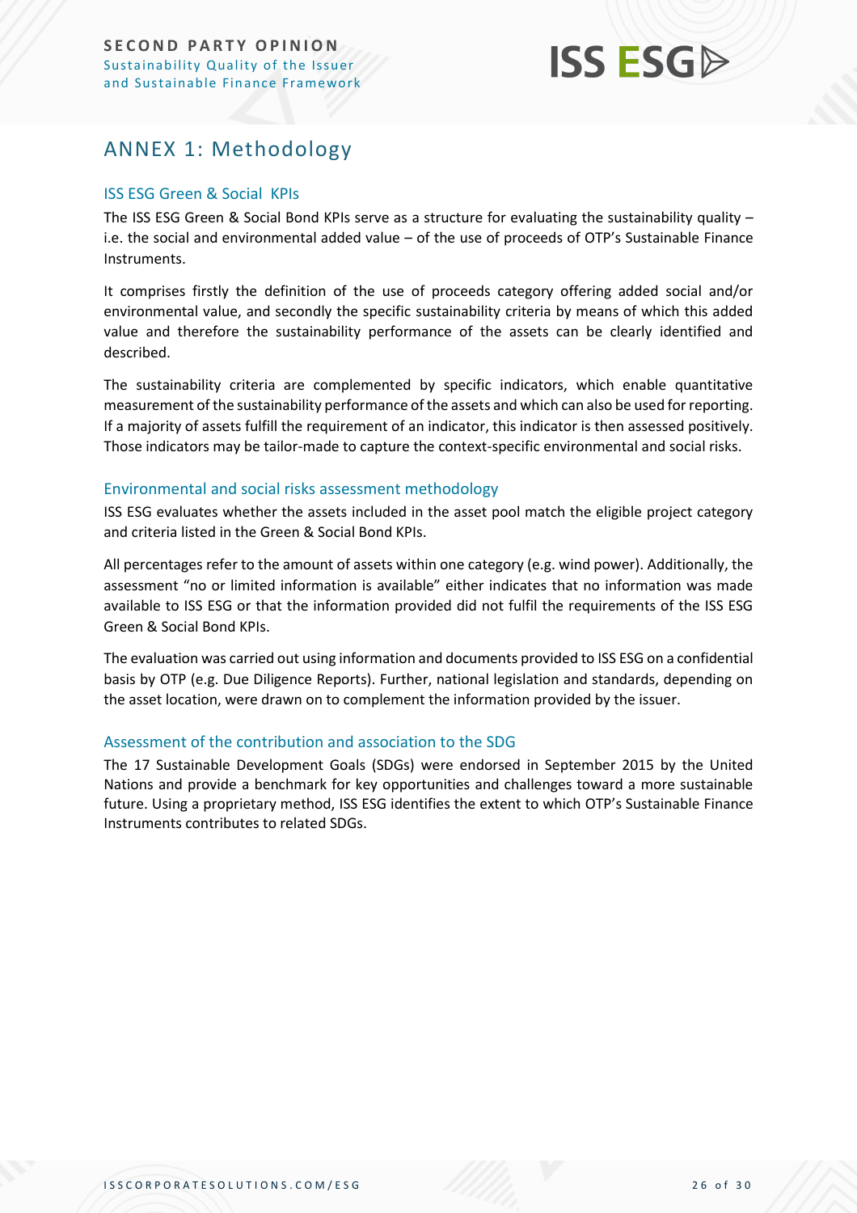# ANNEX 1: Methodology

## ISS ESG Green & Social KPIs

The ISS ESG Green & Social Bond KPIs serve as a structure for evaluating the sustainability quality – i.e. the social and environmental added value – of the use of proceeds of OTP's Sustainable Finance Instruments.

It comprises firstly the definition of the use of proceeds category offering added social and/or environmental value, and secondly the specific sustainability criteria by means of which this added value and therefore the sustainability performance of the assets can be clearly identified and described.

The sustainability criteria are complemented by specific indicators, which enable quantitative measurement of the sustainability performance of the assets and which can also be used for reporting. If a majority of assets fulfill the requirement of an indicator, this indicator is then assessed positively. Those indicators may be tailor-made to capture the context-specific environmental and social risks.

## Environmental and social risks assessment methodology

ISS ESG evaluates whether the assets included in the asset pool match the eligible project category and criteria listed in the Green & Social Bond KPIs.

All percentages refer to the amount of assets within one category (e.g. wind power). Additionally, the assessment "no or limited information is available" either indicates that no information was made available to ISS ESG or that the information provided did not fulfil the requirements of the ISS ESG Green & Social Bond KPIs.

The evaluation was carried out using information and documents provided to ISS ESG on a confidential basis by OTP (e.g. Due Diligence Reports). Further, national legislation and standards, depending on the asset location, were drawn on to complement the information provided by the issuer.

## Assessment of the contribution and association to the SDG

The 17 Sustainable Development Goals (SDGs) were endorsed in September 2015 by the United Nations and provide a benchmark for key opportunities and challenges toward a more sustainable future. Using a proprietary method, ISS ESG identifies the extent to which OTP's Sustainable Finance Instruments contributes to related SDGs.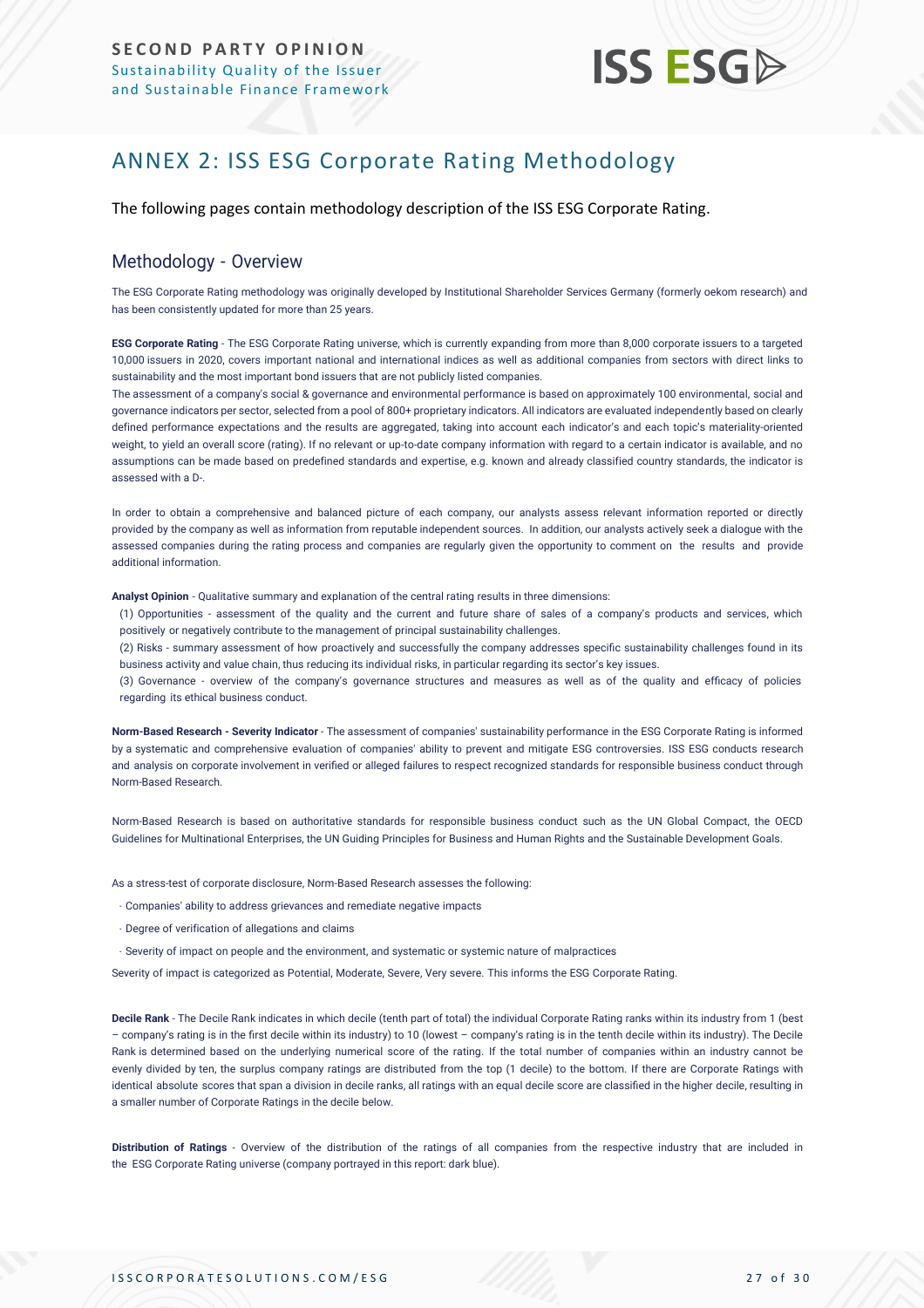# ANNEX 2: ISS ESG Corporate Rating Methodology

The following pages contain methodology description of the ISS ESG Corporate Rating.

## Methodology - Overview

The ESG Corporate Rating methodology was originally developed by Institutional Shareholder Services Germany (formerly oekom research) and has been consistently updated for more than 25 years.

**ESG Corporate Rating** - The ESG Corporate Rating universe, which is currently expanding from more than 8,000 corporate issuers to a targeted 10,000 issuers in 2020, covers important national and international indices as well as additional companies from sectors with direct links to sustainability and the most important bond issuers that are not publicly listed companies.

The assessment of a company's social & governance and environmental performance is based on approximately 100 environmental, social and governance indicators per sector, selected from a pool of 800+ proprietary indicators. All indicators are evaluated independently based on clearly defined performance expectations and the results are aggregated, taking into account each indicator's and each topic's materiality-oriented weight, to yield an overall score (rating). If no relevant or up-to-date company information with regard to a certain indicator is available, and no assumptions can be made based on predefined standards and expertise, e.g. known and already classified country standards, the indicator is assessed with a D-.

In order to obtain a comprehensive and balanced picture of each company, our analysts assess relevant information reported or directly provided by the company as well as information from reputable independent sources. In addition, our analysts actively seek a dialogue with the assessed companies during the rating process and companies are regularly given the opportunity to comment on the results and provide additional information.

**Analyst Opinion** - Qualitative summary and explanation of the central rating results in three dimensions:

(1) Opportunities - assessment of the quality and the current and future share of sales of a company's products and services, which positively or negatively contribute to the management of principal sustainability challenges.

(2) Risks - summary assessment of how proactively and successfully the company addresses specific sustainability challenges found in its business activity and value chain, thus reducing its individual risks, in particular regarding its sector's key issues.

(3) Governance - overview of the company's governance structures and measures as well as of the quality and efficacy of policies regarding its ethical business conduct.

**Norm-Based Research - Severity Indicator** - The assessment of companies' sustainability performance in the ESG Corporate Rating is informed by a systematic and comprehensive evaluation of companies' ability to prevent and mitigate ESG controversies. ISS ESG conducts research and analysis on corporate involvement in verified or alleged failures to respect recognized standards for responsible business conduct through Norm-Based Research.

Norm-Based Research is based on authoritative standards for responsible business conduct such as the UN Global Compact, the OECD Guidelines for Multinational Enterprises, the UN Guiding Principles for Business and Human Rights and the Sustainable Development Goals.

As a stress-test of corporate disclosure, Norm-Based Research assesses the following:

- Companies' ability to address grievances and remediate negative impacts
- Degree of verification of allegations and claims
- Severity of impact on people and the environment, and systematic or systemic nature of malpractices

Severity of impact is categorized as Potential, Moderate, Severe, Very severe. This informs the ESG Corporate Rating.

**Decile Rank** - The Decile Rank indicates in which decile (tenth part of total) the individual Corporate Rating ranks within its industry from 1 (best – company's rating is in the first decile within its industry) to 10 (lowest – company's rating is in the tenth decile within its industry). The Decile Rank is determined based on the underlying numerical score of the rating. If the total number of companies within an industry cannot be evenly divided by ten, the surplus company ratings are distributed from the top (1 decile) to the bottom. If there are Corporate Ratings with identical absolute scores that span a division in decile ranks, all ratings with an equal decile score are classified in the higher decile, resulting in a smaller number of Corporate Ratings in the decile below.

**Distribution of Ratings** - Overview of the distribution of the ratings of all companies from the respective industry that are included in the ESG Corporate Rating universe (company portrayed in this report: dark blue).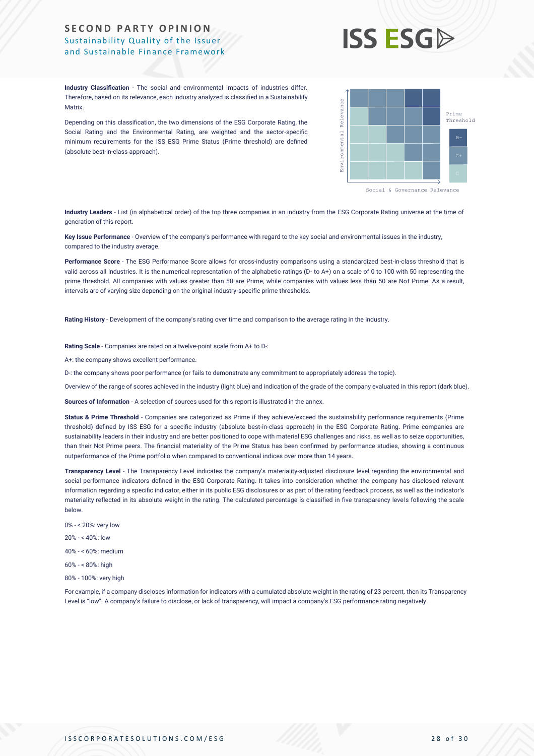**Industry Classification** - The social and environmental impacts of industries differ. Therefore, based on its relevance, each industry analyzed is classified in a Sustainability Matrix.

Depending on this classification, the two dimensions of the ESG Corporate Rating, the Social Rating and the Environmental Rating, are weighted and the sector-specific minimum requirements for the ISS ESG Prime Status (Prime threshold) are defined (absolute best-in-class approach).

Environmental Relevance

Social & Governance Relevance

Prime Threshold

B-

C+

C

**Industry Leaders** - List (in alphabetical order) of the top three companies in an industry from the ESG Corporate Rating universe at the time of generation of this report.

**Key Issue Performance** - Overview of the company's performance with regard to the key social and environmental issues in the industry, compared to the industry average.

**Performance Score** - The ESG Performance Score allows for cross-industry comparisons using a standardized best-in-class threshold that is valid across all industries. It is the numerical representation of the alphabetic ratings (D- to A+) on a scale of 0 to 100 with 50 representing the prime threshold. All companies with values greater than 50 are Prime, while companies with values less than 50 are Not Prime. As a result, intervals are of varying size depending on the original industry-specific prime thresholds.

**Rating History** - Development of the company's rating over time and comparison to the average rating in the industry.

**Rating Scale** - Companies are rated on a twelve-point scale from A+ to D-:

A+: the company shows excellent performance.

D-: the company shows poor performance (or fails to demonstrate any commitment to appropriately address the topic).

Overview of the range of scores achieved in the industry (light blue) and indication of the grade of the company evaluated in this report (dark blue).

**Sources of Information** - A selection of sources used for this report is illustrated in the annex.

**Status & Prime Threshold** - Companies are categorized as Prime if they achieve/exceed the sustainability performance requirements (Prime threshold) defined by ISS ESG for a specific industry (absolute best-in-class approach) in the ESG Corporate Rating. Prime companies are sustainability leaders in their industry and are better positioned to cope with material ESG challenges and risks, as well as to seize opportunities, than their Not Prime peers. The financial materiality of the Prime Status has been confirmed by performance studies, showing a continuous outperformance of the Prime portfolio when compared to conventional indices over more than 14 years.

**Transparency Level** - The Transparency Level indicates the company's materiality-adjusted disclosure level regarding the environmental and social performance indicators defined in the ESG Corporate Rating. It takes into consideration whether the company has disclosed relevant information regarding a specific indicator, either in its public ESG disclosures or as part of the rating feedback process, as well as the indicator's materiality reflected in its absolute weight in the rating. The calculated percentage is classified in five transparency levels following the scale below.

0% - < 20%: very low

20% - < 40%: low

40% - < 60%: medium

60% - < 80%: high

80% - 100%: very high

For example, if a company discloses information for indicators with a cumulated absolute weight in the rating of 23 percent, then its Transparency Level is "low". A company's failure to disclose, or lack of transparency, will impact a company's ESG performance rating negatively.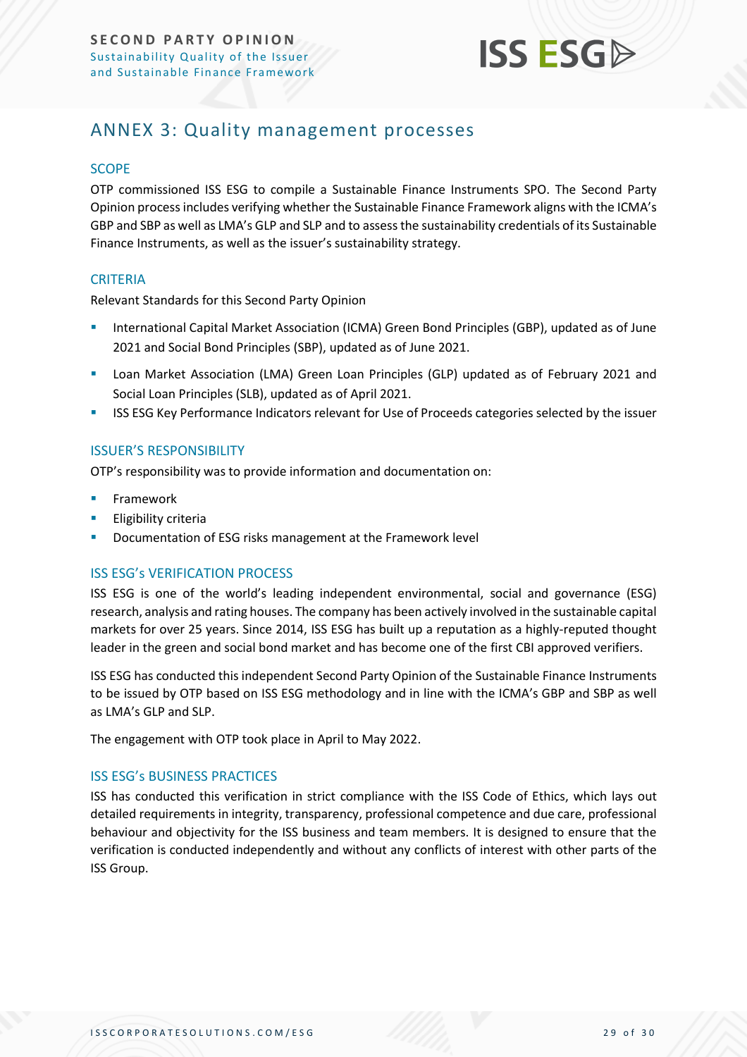# ANNEX 3: Quality management processes

## SCOPE

OTP commissioned ISS ESG to compile a Sustainable Finance Instruments SPO. The Second Party Opinion process includes verifying whether the Sustainable Finance Framework aligns with the ICMA's GBP and SBP as well as LMA's GLP and SLP and to assess the sustainability credentials of its Sustainable Finance Instruments, as well as the issuer's sustainability strategy.

## CRITERIA

Relevant Standards for this Second Party Opinion

- International Capital Market Association (ICMA) Green Bond Principles (GBP), updated as of June 2021 and Social Bond Principles (SBP), updated as of June 2021.
- Loan Market Association (LMA) Green Loan Principles (GLP) updated as of February 2021 and Social Loan Principles (SLB), updated as of April 2021.
- ISS ESG Key Performance Indicators relevant for Use of Proceeds categories selected by the issuer

## ISSUER'S RESPONSIBILITY

OTP's responsibility was to provide information and documentation on:

- Framework
- Eligibility criteria
- Documentation of ESG risks management at the Framework level

## ISS ESG's VERIFICATION PROCESS

ISS ESG is one of the world's leading independent environmental, social and governance (ESG) research, analysis and rating houses. The company has been actively involved in the sustainable capital markets for over 25 years. Since 2014, ISS ESG has built up a reputation as a highly-reputed thought leader in the green and social bond market and has become one of the first CBI approved verifiers.

ISS ESG has conducted this independent Second Party Opinion of the Sustainable Finance Instruments to be issued by OTP based on ISS ESG methodology and in line with the ICMA's GBP and SBP as well as LMA's GLP and SLP.

The engagement with OTP took place in April to May 2022.

## ISS ESG's BUSINESS PRACTICES

ISS has conducted this verification in strict compliance with the ISS Code of Ethics, which lays out detailed requirements in integrity, transparency, professional competence and due care, professional behaviour and objectivity for the ISS business and team members. It is designed to ensure that the verification is conducted independently and without any conflicts of interest with other parts of the ISS Group.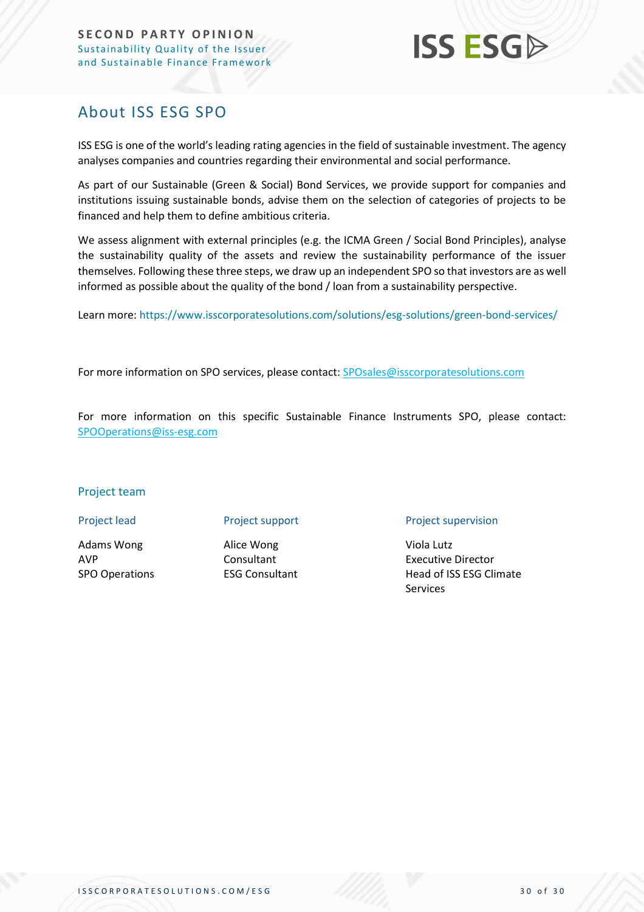## About ISS ESG SPO

ISS ESG is one of the world's leading rating agencies in the field of sustainable investment. The agency analyses companies and countries regarding their environmental and social performance.

As part of our Sustainable (Green & Social) Bond Services, we provide support for companies and institutions issuing sustainable bonds, advise them on the selection of categories of projects to be financed and help them to define ambitious criteria.

We assess alignment with external principles (e.g. the ICMA Green / Social Bond Principles), analyse the sustainability quality of the assets and review the sustainability performance of the issuer themselves. Following these three steps, we draw up an independent SPO so that investors are as well informed as possible about the quality of the bond / loan from a sustainability perspective.

Learn more: https://www.isscorporatesolutions.com/solutions/esg-solutions/green-bond-services/

For more information on SPO services, please contact: SPOsales@isscorporatesolutions.com

For more information on this specific Sustainable Finance Instruments SPO, please contact: SPOOperations@iss-esg.com

### Project team

| Project lead | Project support | Project supervision |
|---|---|---|
| Adams Wong<br>AVP<br>SPO Operations | Alice Wong<br>Consultant<br>ESG Consultant | Viola Lutz<br>Executive Director<br>Head of ISS ESG Climate Services |